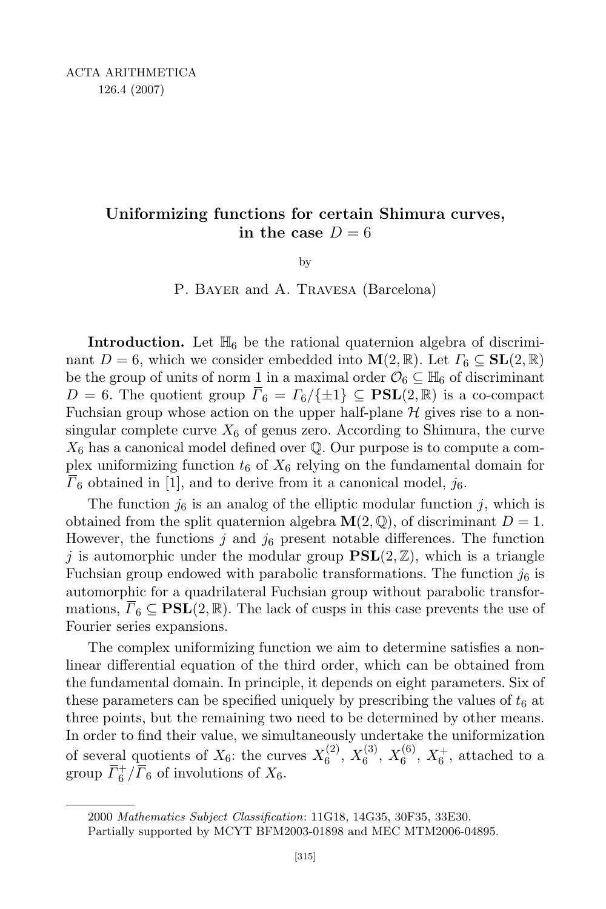# Uniformizing functions for certain Shimura curves, in the case $D = 6$

by

P. Bayer and A. Travesa (Barcelona)

**Introduction.** Let $\mathbb{H}_6$ be the rational quaternion algebra of discriminant $D = 6$, which we consider embedded into $\mathbf{M}(2, \mathbb{R})$. Let $\Gamma_6 \subseteq \mathbf{SL}(2, \mathbb{R})$ be the group of units of norm 1 in a maximal order $\mathcal{O}_6 \subseteq \mathbb{H}_6$ of discriminant $D = 6$. The quotient group $\overline{\Gamma}_6 = \Gamma_6/\{\pm 1\} \subseteq \mathbf{PSL}(2, \mathbb{R})$ is a co-compact Fuchsian group whose action on the upper half-plane $\mathcal{H}$ gives rise to a non-singular complete curve $X_6$ of genus zero. According to Shimura, the curve $X_6$ has a canonical model defined over $\mathbb{Q}$. Our purpose is to compute a complex uniformizing function $t_6$ of $X_6$ relying on the fundamental domain for $\overline{\Gamma}_6$ obtained in [1], and to derive from it a canonical model, $j_6$.

The function $j_6$ is an analog of the elliptic modular function $j$, which is obtained from the split quaternion algebra $\mathbf{M}(2, \mathbb{Q})$, of discriminant $D = 1$. However, the functions $j$ and $j_6$ present notable differences. The function $j$ is automorphic under the modular group $\mathbf{PSL}(2, \mathbb{Z})$, which is a triangle Fuchsian group endowed with parabolic transformations. The function $j_6$ is automorphic for a quadrilateral Fuchsian group without parabolic transformations, $\overline{\Gamma}_6 \subseteq \mathbf{PSL}(2, \mathbb{R})$. The lack of cusps in this case prevents the use of Fourier series expansions.

The complex uniformizing function we aim to determine satisfies a nonlinear differential equation of the third order, which can be obtained from the fundamental domain. In principle, it depends on eight parameters. Six of these parameters can be specified uniquely by prescribing the values of $t_6$ at three points, but the remaining two need to be determined by other means. In order to find their value, we simultaneously undertake the uniformization of several quotients of $X_6$: the curves $X_6^{(2)}$, $X_6^{(3)}$, $X_6^{(6)}$, $X_6^{+}$, attached to a group $\overline{\Gamma}_6^{+}/\overline{\Gamma}_6$ of involutions of $X_6$.

---

2000 *Mathematics Subject Classification*: 11G18, 14G35, 30F35, 33E30.

Partially supported by MCYT BFM2003-01898 and MEC MTM2006-04895.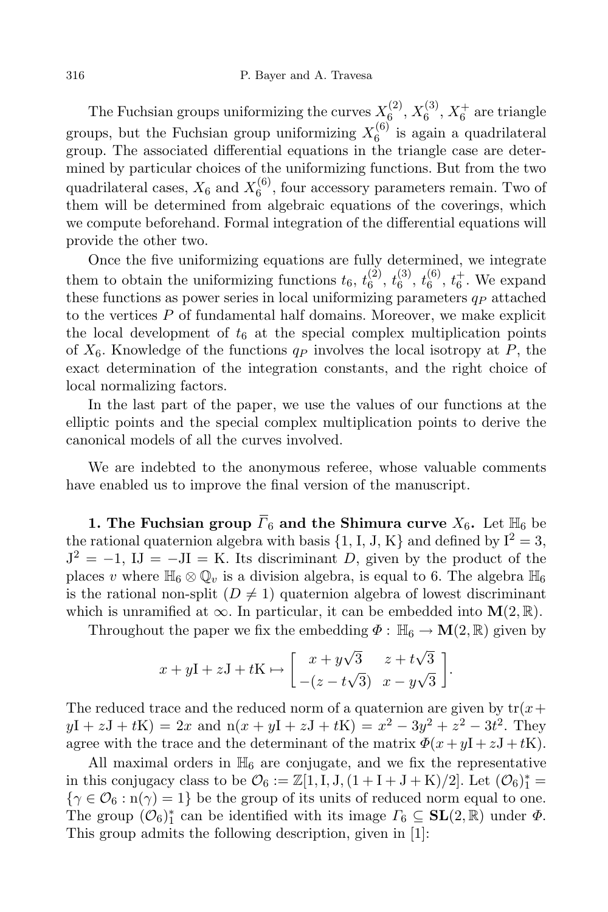The Fuchsian groups uniformizing the curves $X_6^{(2)}$, $X_6^{(3)}$, $X_6^+$ are triangle groups, but the Fuchsian group uniformizing $X_6^{(6)}$ is again a quadrilateral group. The associated differential equations in the triangle case are determined by particular choices of the uniformizing functions. But from the two quadrilateral cases, $X_6$ and $X_6^{(6)}$, four accessory parameters remain. Two of them will be determined from algebraic equations of the coverings, which we compute beforehand. Formal integration of the differential equations will provide the other two.

Once the five uniformizing equations are fully determined, we integrate them to obtain the uniformizing functions $t_6$, $t_6^{(2)}$, $t_6^{(3)}$, $t_6^{(6)}$, $t_6^+$. We expand these functions as power series in local uniformizing parameters $q_P$ attached to the vertices $P$ of fundamental half domains. Moreover, we make explicit the local development of $t_6$ at the special complex multiplication points of $X_6$. Knowledge of the functions $q_P$ involves the local isotropy at $P$, the exact determination of the integration constants, and the right choice of local normalizing factors.

In the last part of the paper, we use the values of our functions at the elliptic points and the special complex multiplication points to derive the canonical models of all the curves involved.

We are indebted to the anonymous referee, whose valuable comments have enabled us to improve the final version of the manuscript.

**1. The Fuchsian group $\overline{\varGamma}_6$ and the Shimura curve $X_6$.** Let $\mathbb{H}_6$ be the rational quaternion algebra with basis $\{1, \mathrm{I}, \mathrm{J}, \mathrm{K}\}$ and defined by $\mathrm{I}^2 = 3$, $\mathrm{J}^2 = -1$, $\mathrm{IJ} = -\mathrm{JI} = \mathrm{K}$. Its discriminant $D$, given by the product of the places $v$ where $\mathbb{H}_6 \otimes \mathbb{Q}_v$ is a division algebra, is equal to 6. The algebra $\mathbb{H}_6$ is the rational non-split ($D \neq 1$) quaternion algebra of lowest discriminant which is unramified at $\infty$. In particular, it can be embedded into $\mathbf{M}(2, \mathbb{R})$.

Throughout the paper we fix the embedding $\varPhi : \mathbb{H}_6 \to \mathbf{M}(2, \mathbb{R})$ given by

$$x + y\mathrm{I} + z\mathrm{J} + t\mathrm{K} \mapsto \begin{bmatrix} x + y\sqrt{3} & z + t\sqrt{3} \\ -(z - t\sqrt{3}) & x - y\sqrt{3} \end{bmatrix}.$$

The reduced trace and the reduced norm of a quaternion are given by $\mathrm{tr}(x + y\mathrm{I} + z\mathrm{J} + t\mathrm{K}) = 2x$ and $\mathrm{n}(x + y\mathrm{I} + z\mathrm{J} + t\mathrm{K}) = x^2 - 3y^2 + z^2 - 3t^2$. They agree with the trace and the determinant of the matrix $\varPhi(x + y\mathrm{I} + z\mathrm{J} + t\mathrm{K})$.

All maximal orders in $\mathbb{H}_6$ are conjugate, and we fix the representative in this conjugacy class to be $\mathcal{O}_6 := \mathbb{Z}[1, \mathrm{I}, \mathrm{J}, (1 + \mathrm{I} + \mathrm{J} + \mathrm{K})/2]$. Let $(\mathcal{O}_6)_1^* = \{\gamma \in \mathcal{O}_6 : \mathrm{n}(\gamma) = 1\}$ be the group of its units of reduced norm equal to one. The group $(\mathcal{O}_6)_1^*$ can be identified with its image $\varGamma_6 \subseteq \mathbf{SL}(2, \mathbb{R})$ under $\varPhi$. This group admits the following description, given in [1]: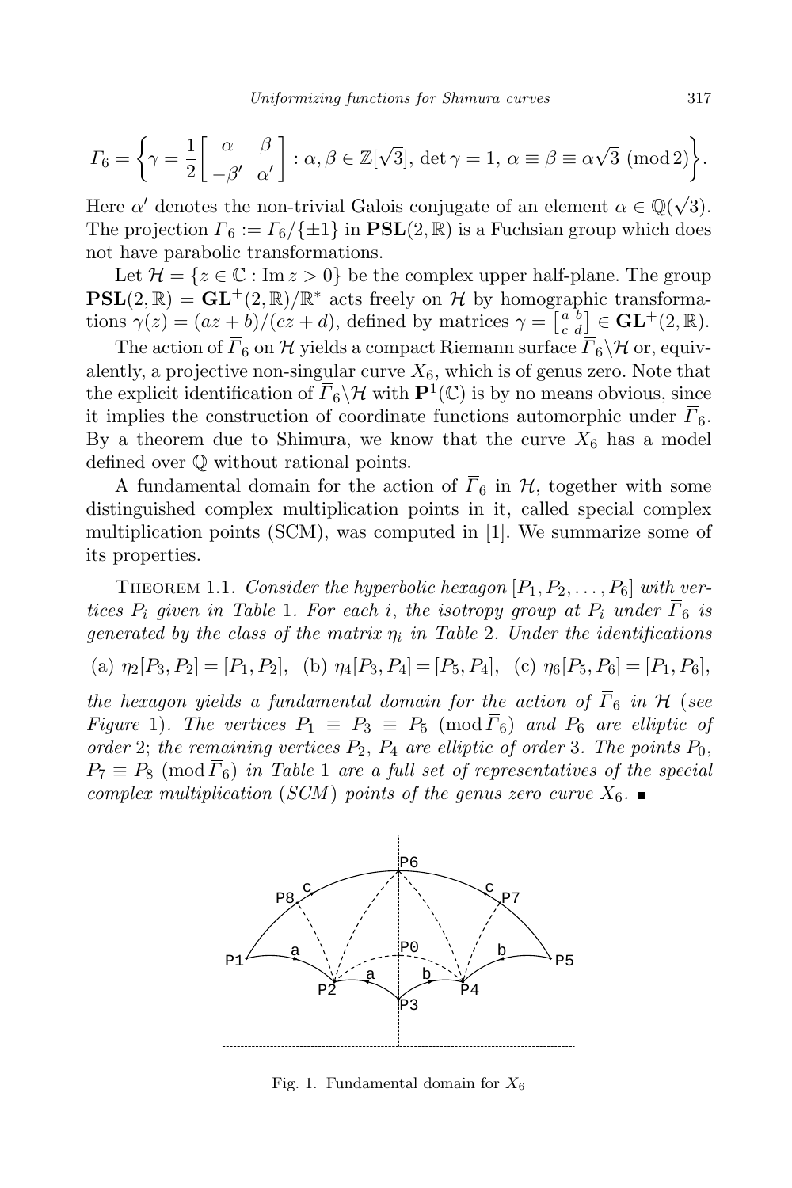$$\Gamma_6 = \left\{ \gamma = \frac{1}{2}\begin{bmatrix} \alpha & \beta \\ -\beta' & \alpha' \end{bmatrix} : \alpha, \beta \in \mathbb{Z}[\sqrt{3}],\ \det\gamma = 1,\ \alpha \equiv \beta \equiv \alpha\sqrt{3} \pmod 2 \right\}.$$

Here $\alpha'$ denotes the non-trivial Galois conjugate of an element $\alpha \in \mathbb{Q}(\sqrt{3})$. The projection $\overline{\Gamma}_6 := \Gamma_6/\{\pm 1\}$ in $\mathbf{PSL}(2,\mathbb{R})$ is a Fuchsian group which does not have parabolic transformations.

Let $\mathcal{H} = \{z \in \mathbb{C} : \operatorname{Im} z > 0\}$ be the complex upper half-plane. The group $\mathbf{PSL}(2,\mathbb{R}) = \mathbf{GL}^+(2,\mathbb{R})/\mathbb{R}^*$ acts freely on $\mathcal{H}$ by homographic transformations $\gamma(z) = (az+b)/(cz+d)$, defined by matrices $\gamma = \left[\begin{smallmatrix} a & b \\ c & d \end{smallmatrix}\right] \in \mathbf{GL}^+(2,\mathbb{R})$.

The action of $\overline{\Gamma}_6$ on $\mathcal{H}$ yields a compact Riemann surface $\overline{\Gamma}_6\backslash\mathcal{H}$ or, equivalently, a projective non-singular curve $X_6$, which is of genus zero. Note that the explicit identification of $\overline{\Gamma}_6\backslash\mathcal{H}$ with $\mathbf{P}^1(\mathbb{C})$ is by no means obvious, since it implies the construction of coordinate functions automorphic under $\overline{\Gamma}_6$. By a theorem due to Shimura, we know that the curve $X_6$ has a model defined over $\mathbb{Q}$ without rational points.

A fundamental domain for the action of $\overline{\Gamma}_6$ in $\mathcal{H}$, together with some distinguished complex multiplication points in it, called special complex multiplication points (SCM), was computed in [1]. We summarize some of its properties.

Theorem 1.1. *Consider the hyperbolic hexagon $[P_1, P_2, \ldots, P_6]$ with vertices $P_i$ given in Table 1. For each $i$, the isotropy group at $P_i$ under $\overline{\Gamma}_6$ is generated by the class of the matrix $\eta_i$ in Table 2. Under the identifications*

(a) $\eta_2[P_3, P_2] = [P_1, P_2]$, (b) $\eta_4[P_3, P_4] = [P_5, P_4]$, (c) $\eta_6[P_5, P_6] = [P_1, P_6]$,

*the hexagon yields a fundamental domain for the action of $\overline{\Gamma}_6$ in $\mathcal{H}$ (see Figure 1). The vertices $P_1 \equiv P_3 \equiv P_5 \pmod{\overline{\Gamma}_6}$ and $P_6$ are elliptic of order 2; the remaining vertices $P_2$, $P_4$ are elliptic of order 3. The points $P_0$, $P_7 \equiv P_8 \pmod{\overline{\Gamma}_6}$ in Table 1 are a full set of representatives of the special complex multiplication (SCM) points of the genus zero curve $X_6$.* ∎

Fig. 1. Fundamental domain for $X_6$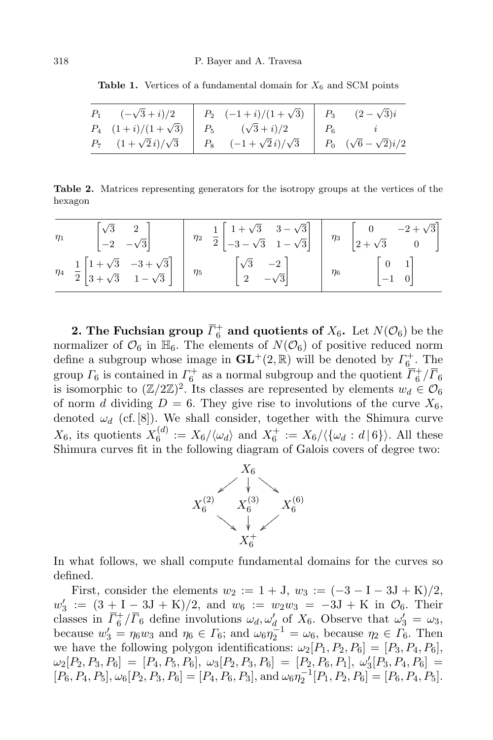**Table 1.** Vertices of a fundamental domain for $X_6$ and SCM points

| | | | | | |
|---|---|---|---|---|---|
| $P_1$ | $(-\sqrt{3}+i)/2$ | $P_2$ | $(-1+i)/(1+\sqrt{3})$ | $P_3$ | $(2-\sqrt{3})i$ |
| $P_4$ | $(1+i)/(1+\sqrt{3})$ | $P_5$ | $(\sqrt{3}+i)/2$ | $P_6$ | $i$ |
| $P_7$ | $(1+\sqrt{2}\,i)/\sqrt{3}$ | $P_8$ | $(-1+\sqrt{2}\,i)/\sqrt{3}$ | $P_0$ | $(\sqrt{6}-\sqrt{2})i/2$ |

**Table 2.** Matrices representing generators for the isotropy groups at the vertices of the hexagon

| | | | | | |
|---|---|---|---|---|---|
| $\eta_1$ | $\begin{bmatrix} \sqrt{3} & 2 \\ -2 & -\sqrt{3} \end{bmatrix}$ | $\eta_2$ | $\frac{1}{2}\begin{bmatrix} 1+\sqrt{3} & 3-\sqrt{3} \\ -3-\sqrt{3} & 1-\sqrt{3} \end{bmatrix}$ | $\eta_3$ | $\begin{bmatrix} 0 & -2+\sqrt{3} \\ 2+\sqrt{3} & 0 \end{bmatrix}$ |
| $\eta_4$ | $\frac{1}{2}\begin{bmatrix} 1+\sqrt{3} & -3+\sqrt{3} \\ 3+\sqrt{3} & 1-\sqrt{3} \end{bmatrix}$ | $\eta_5$ | $\begin{bmatrix} \sqrt{3} & -2 \\ 2 & -\sqrt{3} \end{bmatrix}$ | $\eta_6$ | $\begin{bmatrix} 0 & 1 \\ -1 & 0 \end{bmatrix}$ |

**2. The Fuchsian group $\overline{\Gamma}_6^+$ and quotients of $X_6$.** Let $N(\mathcal{O}_6)$ be the normalizer of $\mathcal{O}_6$ in $\mathbb{H}_6$. The elements of $N(\mathcal{O}_6)$ of positive reduced norm define a subgroup whose image in $\mathbf{GL}^+(2,\mathbb{R})$ will be denoted by $\Gamma_6^+$. The group $\Gamma_6$ is contained in $\Gamma_6^+$ as a normal subgroup and the quotient $\overline{\Gamma}_6^+/\overline{\Gamma}_6$ is isomorphic to $(\mathbb{Z}/2\mathbb{Z})^2$. Its classes are represented by elements $w_d \in \mathcal{O}_6$ of norm $d$ dividing $D = 6$. They give rise to involutions of the curve $X_6$, denoted $\omega_d$ (cf. [8]). We shall consider, together with the Shimura curve $X_6$, its quotients $X_6^{(d)} := X_6/\langle \omega_d \rangle$ and $X_6^+ := X_6/\langle \{\omega_d : d \,|\, 6\}\rangle$. All these Shimura curves fit in the following diagram of Galois covers of degree two:

$$
\begin{array}{ccccc}
 & & X_6 & & \\
 & \swarrow & \downarrow & \searrow & \\
X_6^{(2)} & & X_6^{(3)} & & X_6^{(6)} \\
 & \searrow & \downarrow & \swarrow & \\
 & & X_6^+ & &
\end{array}
$$

In what follows, we shall compute fundamental domains for the curves so defined.

First, consider the elements $w_2 := 1 + \mathrm{J}$, $w_3 := (-3 - \mathrm{I} - 3\mathrm{J} + \mathrm{K})/2$, $w_3' := (3 + \mathrm{I} - 3\mathrm{J} + \mathrm{K})/2$, and $w_6 := w_2 w_3 = -3\mathrm{J} + \mathrm{K}$ in $\mathcal{O}_6$. Their classes in $\overline{\Gamma}_6^+/\overline{\Gamma}_6$ define involutions $\omega_d, \omega_d'$ of $X_6$. Observe that $\omega_3' = \omega_3$, because $w_3' = \eta_6 w_3$ and $\eta_6 \in \Gamma_6$; and $\omega_6 \eta_2^{-1} = \omega_6$, because $\eta_2 \in \Gamma_6$. Then we have the following polygon identifications: $\omega_2[P_1, P_2, P_6] = [P_3, P_4, P_6]$, $\omega_2[P_2, P_3, P_6] = [P_4, P_5, P_6]$, $\omega_3[P_2, P_3, P_6] = [P_2, P_6, P_1]$, $\omega_3'[P_3, P_4, P_6] = [P_6, P_4, P_5]$, $\omega_6[P_2, P_5, P_6] = [P_4, P_6, P_3]$, and $\omega_6\eta_2^{-1}[P_1, P_2, P_6] = [P_6, P_4, P_5]$.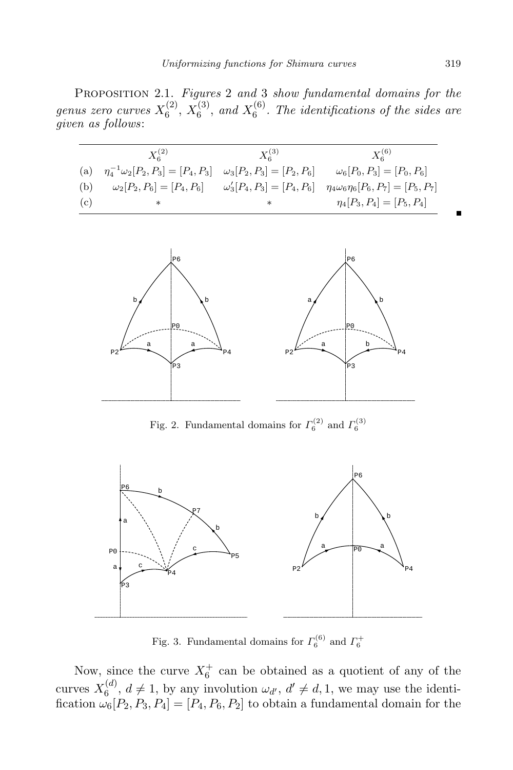PROPOSITION 2.1. *Figures* 2 *and* 3 *show fundamental domains for the genus zero curves* $X_6^{(2)}$, $X_6^{(3)}$, *and* $X_6^{(6)}$. *The identifications of the sides are given as follows*:

| | $X_6^{(2)}$ | $X_6^{(3)}$ | $X_6^{(6)}$ |
|---|---|---|---|
| (a) | $\eta_4^{-1}\omega_2[P_2,P_3]=[P_4,P_3]$ | $\omega_3[P_2,P_3]=[P_2,P_6]$ | $\omega_6[P_0,P_3]=[P_0,P_6]$ |
| (b) | $\omega_2[P_2,P_6]=[P_4,P_6]$ | $\omega_3'[P_4,P_3]=[P_4,P_6]$ | $\eta_4\omega_6\eta_6[P_6,P_7]=[P_5,P_7]$ |
| (c) | $*$ | $*$ | $\eta_4[P_3,P_4]=[P_5,P_4]$ |

∎

Fig. 2. Fundamental domains for $\Gamma_6^{(2)}$ and $\Gamma_6^{(3)}$

Fig. 3. Fundamental domains for $\Gamma_6^{(6)}$ and $\Gamma_6^{+}$

Now, since the curve $X_6^+$ can be obtained as a quotient of any of the curves $X_6^{(d)}$, $d \neq 1$, by any involution $\omega_{d'}$, $d' \neq d, 1$, we may use the identification $\omega_6[P_2,P_3,P_4]=[P_4,P_6,P_2]$ to obtain a fundamental domain for the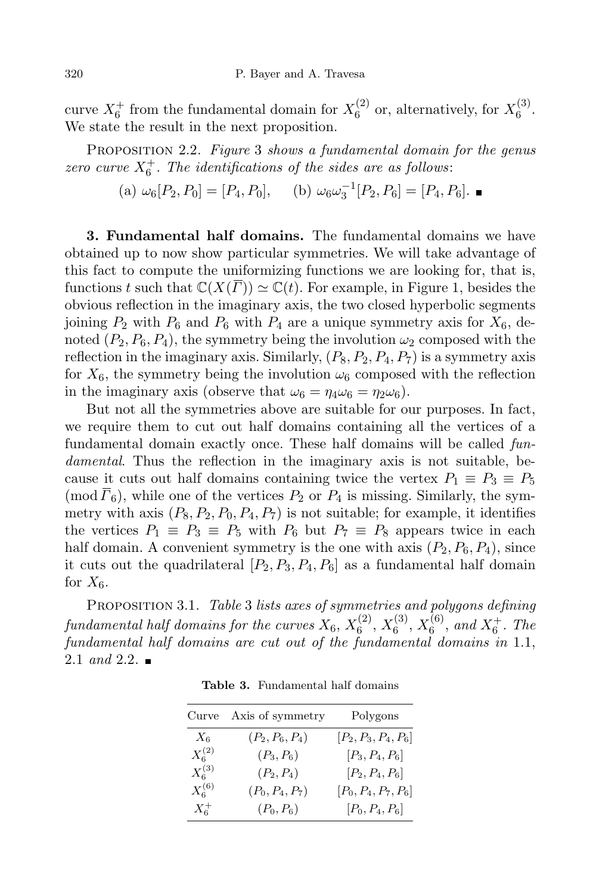curve $X_6^+$ from the fundamental domain for $X_6^{(2)}$ or, alternatively, for $X_6^{(3)}$. We state the result in the next proposition.

Proposition 2.2. *Figure* 3 *shows a fundamental domain for the genus zero curve $X_6^+$. The identifications of the sides are as follows*:

(a) $\omega_6[P_2, P_0] = [P_4, P_0]$, (b) $\omega_6\omega_3^{-1}[P_2, P_6] = [P_4, P_6]$. ■

**3. Fundamental half domains.** The fundamental domains we have obtained up to now show particular symmetries. We will take advantage of this fact to compute the uniformizing functions we are looking for, that is, functions $t$ such that $\mathbb{C}(X(\overline{\Gamma})) \simeq \mathbb{C}(t)$. For example, in Figure 1, besides the obvious reflection in the imaginary axis, the two closed hyperbolic segments joining $P_2$ with $P_6$ and $P_6$ with $P_4$ are a unique symmetry axis for $X_6$, denoted $(P_2, P_6, P_4)$, the symmetry being the involution $\omega_2$ composed with the reflection in the imaginary axis. Similarly, $(P_8, P_2, P_4, P_7)$ is a symmetry axis for $X_6$, the symmetry being the involution $\omega_6$ composed with the reflection in the imaginary axis (observe that $\omega_6 = \eta_4\omega_6 = \eta_2\omega_6$).

But not all the symmetries above are suitable for our purposes. In fact, we require them to cut out half domains containing all the vertices of a fundamental domain exactly once. These half domains will be called *fundamental*. Thus the reflection in the imaginary axis is not suitable, because it cuts out half domains containing twice the vertex $P_1 \equiv P_3 \equiv P_5 \pmod{\overline{\Gamma}_6}$, while one of the vertices $P_2$ or $P_4$ is missing. Similarly, the symmetry with axis $(P_8, P_2, P_0, P_4, P_7)$ is not suitable; for example, it identifies the vertices $P_1 \equiv P_3 \equiv P_5$ with $P_6$ but $P_7 \equiv P_8$ appears twice in each half domain. A convenient symmetry is the one with axis $(P_2, P_6, P_4)$, since it cuts out the quadrilateral $[P_2, P_3, P_4, P_6]$ as a fundamental half domain for $X_6$.

Proposition 3.1. *Table* 3 *lists axes of symmetries and polygons defining fundamental half domains for the curves $X_6$, $X_6^{(2)}$, $X_6^{(3)}$, $X_6^{(6)}$, and $X_6^+$. The fundamental half domains are cut out of the fundamental domains in* 1.1, 2.1 *and* 2.2. ■

**Table 3.** Fundamental half domains

| Curve | Axis of symmetry | Polygons |
|---|---|---|
| $X_6$ | $(P_2, P_6, P_4)$ | $[P_2, P_3, P_4, P_6]$ |
| $X_6^{(2)}$ | $(P_3, P_6)$ | $[P_3, P_4, P_6]$ |
| $X_6^{(3)}$ | $(P_2, P_4)$ | $[P_2, P_4, P_6]$ |
| $X_6^{(6)}$ | $(P_0, P_4, P_7)$ | $[P_0, P_4, P_7, P_6]$ |
| $X_6^+$ | $(P_0, P_6)$ | $[P_0, P_4, P_6]$ |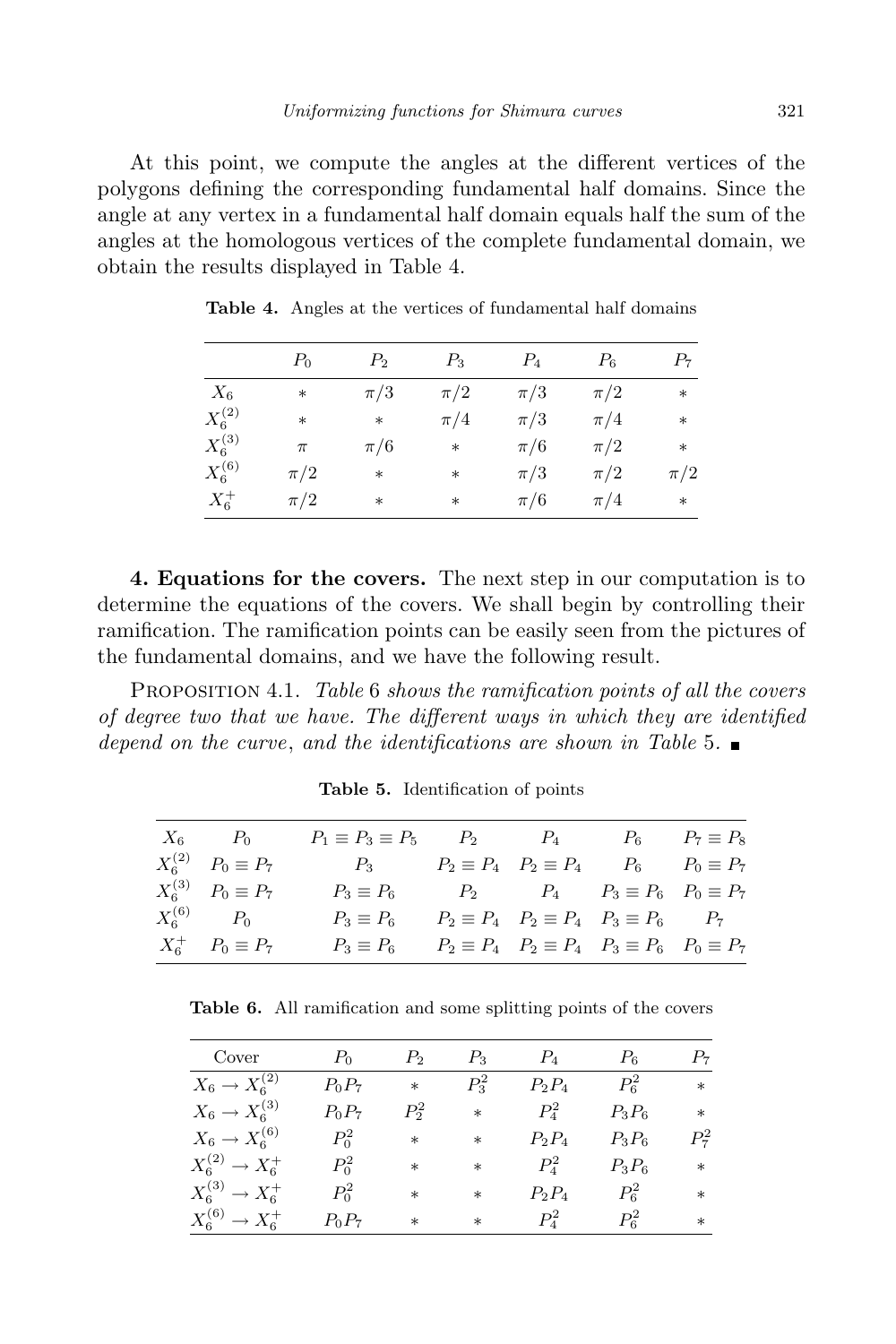At this point, we compute the angles at the different vertices of the polygons defining the corresponding fundamental half domains. Since the angle at any vertex in a fundamental half domain equals half the sum of the angles at the homologous vertices of the complete fundamental domain, we obtain the results displayed in Table 4.

**Table 4.** Angles at the vertices of fundamental half domains

| | $P_0$ | $P_2$ | $P_3$ | $P_4$ | $P_6$ | $P_7$ |
|---|---|---|---|---|---|---|
| $X_6$ | $*$ | $\pi/3$ | $\pi/2$ | $\pi/3$ | $\pi/2$ | $*$ |
| $X_6^{(2)}$ | $*$ | $*$ | $\pi/4$ | $\pi/3$ | $\pi/4$ | $*$ |
| $X_6^{(3)}$ | $\pi$ | $\pi/6$ | $*$ | $\pi/6$ | $\pi/2$ | $*$ |
| $X_6^{(6)}$ | $\pi/2$ | $*$ | $*$ | $\pi/3$ | $\pi/2$ | $\pi/2$ |
| $X_6^{+}$ | $\pi/2$ | $*$ | $*$ | $\pi/6$ | $\pi/4$ | $*$ |

**4. Equations for the covers.** The next step in our computation is to determine the equations of the covers. We shall begin by controlling their ramification. The ramification points can be easily seen from the pictures of the fundamental domains, and we have the following result.

Proposition 4.1. *Table* 6 *shows the ramification points of all the covers of degree two that we have. The different ways in which they are identified depend on the curve*, *and the identifications are shown in Table* 5. ∎

**Table 5.** Identification of points

| | | | | | | |
|---|---|---|---|---|---|---|
| $X_6$ | $P_0$ | $P_1 \equiv P_3 \equiv P_5$ | $P_2$ | $P_4$ | $P_6$ | $P_7 \equiv P_8$ |
| $X_6^{(2)}$ | $P_0 \equiv P_7$ | $P_3$ | $P_2 \equiv P_4$ | $P_2 \equiv P_4$ | $P_6$ | $P_0 \equiv P_7$ |
| $X_6^{(3)}$ | $P_0 \equiv P_7$ | $P_3 \equiv P_6$ | $P_2$ | $P_4$ | $P_3 \equiv P_6$ | $P_0 \equiv P_7$ |
| $X_6^{(6)}$ | $P_0$ | $P_3 \equiv P_6$ | $P_2 \equiv P_4$ | $P_2 \equiv P_4$ | $P_3 \equiv P_6$ | $P_7$ |
| $X_6^{+}$ | $P_0 \equiv P_7$ | $P_3 \equiv P_6$ | $P_2 \equiv P_4$ | $P_2 \equiv P_4$ | $P_3 \equiv P_6$ | $P_0 \equiv P_7$ |

**Table 6.** All ramification and some splitting points of the covers

| Cover | $P_0$ | $P_2$ | $P_3$ | $P_4$ | $P_6$ | $P_7$ |
|---|---|---|---|---|---|---|
| $X_6 \to X_6^{(2)}$ | $P_0P_7$ | $*$ | $P_3^2$ | $P_2P_4$ | $P_6^2$ | $*$ |
| $X_6 \to X_6^{(3)}$ | $P_0P_7$ | $P_2^2$ | $*$ | $P_4^2$ | $P_3P_6$ | $*$ |
| $X_6 \to X_6^{(6)}$ | $P_0^2$ | $*$ | $*$ | $P_2P_4$ | $P_3P_6$ | $P_7^2$ |
| $X_6^{(2)} \to X_6^{+}$ | $P_0^2$ | $*$ | $*$ | $P_4^2$ | $P_3P_6$ | $*$ |
| $X_6^{(3)} \to X_6^{+}$ | $P_0^2$ | $*$ | $*$ | $P_2P_4$ | $P_6^2$ | $*$ |
| $X_6^{(6)} \to X_6^{+}$ | $P_0P_7$ | $*$ | $*$ | $P_4^2$ | $P_6^2$ | $*$ |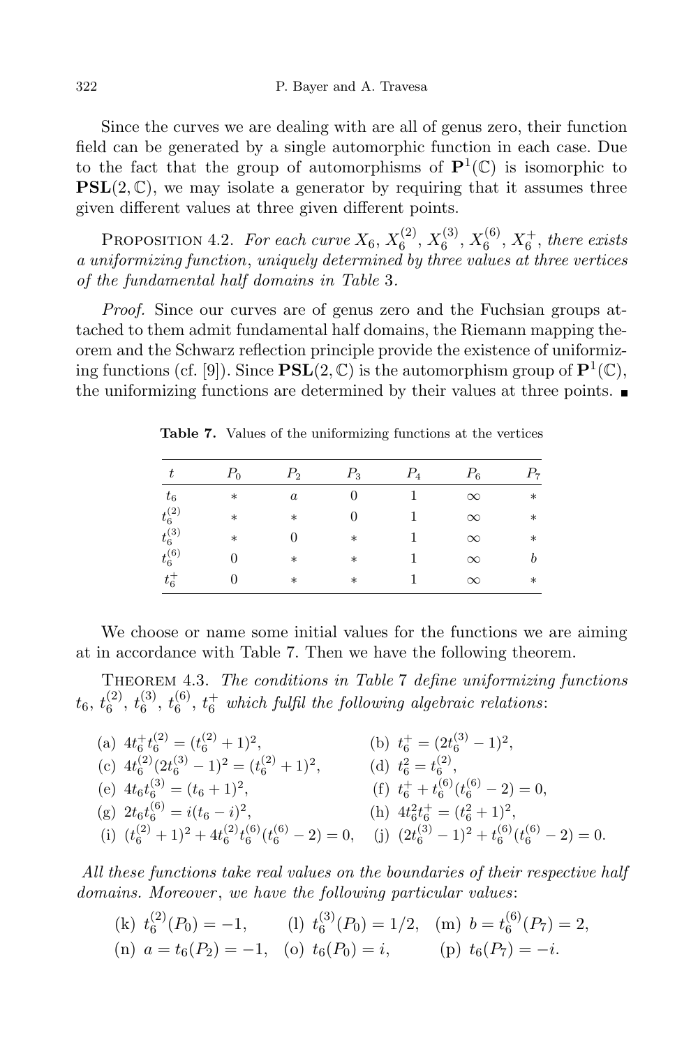Since the curves we are dealing with are all of genus zero, their function field can be generated by a single automorphic function in each case. Due to the fact that the group of automorphisms of $\mathbf{P}^1(\mathbb{C})$ is isomorphic to $\mathbf{PSL}(2,\mathbb{C})$, we may isolate a generator by requiring that it assumes three given different values at three given different points.

Proposition 4.2. *For each curve $X_6$, $X_6^{(2)}$, $X_6^{(3)}$, $X_6^{(6)}$, $X_6^+$, there exists a uniformizing function, uniquely determined by three values at three vertices of the fundamental half domains in Table 3.*

*Proof.* Since our curves are of genus zero and the Fuchsian groups attached to them admit fundamental half domains, the Riemann mapping theorem and the Schwarz reflection principle provide the existence of uniformizing functions (cf. [9]). Since $\mathbf{PSL}(2,\mathbb{C})$ is the automorphism group of $\mathbf{P}^1(\mathbb{C})$, the uniformizing functions are determined by their values at three points. ∎

**Table 7.** Values of the uniformizing functions at the vertices

| $t$ | $P_0$ | $P_2$ | $P_3$ | $P_4$ | $P_6$ | $P_7$ |
|---|---|---|---|---|---|---|
| $t_6$ | $*$ | $a$ | $0$ | $1$ | $\infty$ | $*$ |
| $t_6^{(2)}$ | $*$ | $*$ | $0$ | $1$ | $\infty$ | $*$ |
| $t_6^{(3)}$ | $*$ | $0$ | $*$ | $1$ | $\infty$ | $*$ |
| $t_6^{(6)}$ | $0$ | $*$ | $*$ | $1$ | $\infty$ | $b$ |
| $t_6^{+}$ | $0$ | $*$ | $*$ | $1$ | $\infty$ | $*$ |

We choose or name some initial values for the functions we are aiming at in accordance with Table 7. Then we have the following theorem.

Theorem 4.3. *The conditions in Table 7 define uniformizing functions $t_6$, $t_6^{(2)}$, $t_6^{(3)}$, $t_6^{(6)}$, $t_6^+$ which fulfil the following algebraic relations:*

(a) $4t_6^+t_6^{(2)} = (t_6^{(2)}+1)^2$, (b) $t_6^+ = (2t_6^{(3)}-1)^2$,

(c) $4t_6^{(2)}(2t_6^{(3)}-1)^2 = (t_6^{(2)}+1)^2$, (d) $t_6^2 = t_6^{(2)}$,

(e) $4t_6t_6^{(3)} = (t_6+1)^2$, (f) $t_6^+ + t_6^{(6)}(t_6^{(6)}-2) = 0$,

(g) $2t_6t_6^{(6)} = i(t_6-i)^2$, (h) $4t_6^2t_6^+ = (t_6^2+1)^2$,

(i) $(t_6^{(2)}+1)^2 + 4t_6^{(2)}t_6^{(6)}(t_6^{(6)}-2) = 0$, (j) $(2t_6^{(3)}-1)^2 + t_6^{(6)}(t_6^{(6)}-2) = 0$.

*All these functions take real values on the boundaries of their respective half domains. Moreover, we have the following particular values:*

(k) $t_6^{(2)}(P_0) = -1$, (l) $t_6^{(3)}(P_0) = 1/2$, (m) $b = t_6^{(6)}(P_7) = 2$,

(n) $a = t_6(P_2) = -1$, (o) $t_6(P_0) = i$, (p) $t_6(P_7) = -i$.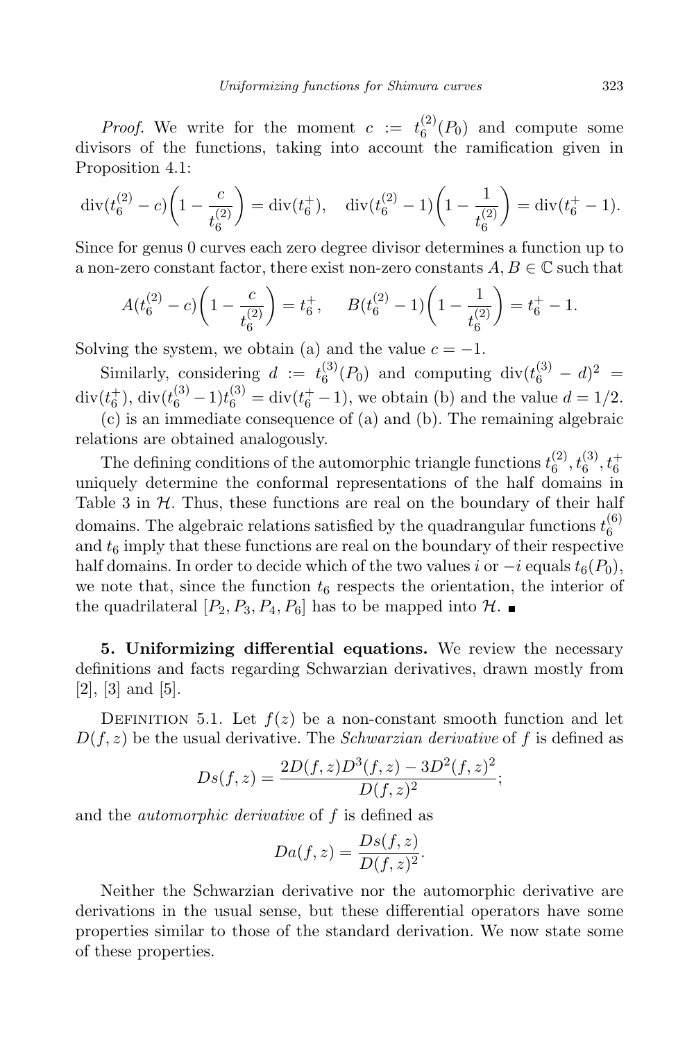*Proof.* We write for the moment $c := t_6^{(2)}(P_0)$ and compute some divisors of the functions, taking into account the ramification given in Proposition 4.1:

$$\mathrm{div}(t_6^{(2)} - c)\left(1 - \frac{c}{t_6^{(2)}}\right) = \mathrm{div}(t_6^{+}), \quad \mathrm{div}(t_6^{(2)} - 1)\left(1 - \frac{1}{t_6^{(2)}}\right) = \mathrm{div}(t_6^{+} - 1).$$

Since for genus 0 curves each zero degree divisor determines a function up to a non-zero constant factor, there exist non-zero constants $A, B \in \mathbb{C}$ such that

$$A(t_6^{(2)} - c)\left(1 - \frac{c}{t_6^{(2)}}\right) = t_6^{+}, \quad B(t_6^{(2)} - 1)\left(1 - \frac{1}{t_6^{(2)}}\right) = t_6^{+} - 1.$$

Solving the system, we obtain (a) and the value $c = -1$.

Similarly, considering $d := t_6^{(3)}(P_0)$ and computing $\mathrm{div}(t_6^{(3)} - d)^2 = \mathrm{div}(t_6^{+})$, $\mathrm{div}(t_6^{(3)} - 1)t_6^{(3)} = \mathrm{div}(t_6^{+} - 1)$, we obtain (b) and the value $d = 1/2$.

(c) is an immediate consequence of (a) and (b). The remaining algebraic relations are obtained analogously.

The defining conditions of the automorphic triangle functions $t_6^{(2)}, t_6^{(3)}, t_6^{+}$ uniquely determine the conformal representations of the half domains in Table 3 in $\mathcal{H}$. Thus, these functions are real on the boundary of their half domains. The algebraic relations satisfied by the quadrangular functions $t_6^{(6)}$ and $t_6$ imply that these functions are real on the boundary of their respective half domains. In order to decide which of the two values $i$ or $-i$ equals $t_6(P_0)$, we note that, since the function $t_6$ respects the orientation, the interior of the quadrilateral $[P_2, P_3, P_4, P_6]$ has to be mapped into $\mathcal{H}$. ∎

**5. Uniformizing differential equations.** We review the necessary definitions and facts regarding Schwarzian derivatives, drawn mostly from [2], [3] and [5].

DEFINITION 5.1. Let $f(z)$ be a non-constant smooth function and let $D(f, z)$ be the usual derivative. The *Schwarzian derivative* of $f$ is defined as

$$Ds(f, z) = \frac{2D(f, z)D^3(f, z) - 3D^2(f, z)^2}{D(f, z)^2};$$

and the *automorphic derivative* of $f$ is defined as

$$Da(f, z) = \frac{Ds(f, z)}{D(f, z)^2}.$$

Neither the Schwarzian derivative nor the automorphic derivative are derivations in the usual sense, but these differential operators have some properties similar to those of the standard derivation. We now state some of these properties.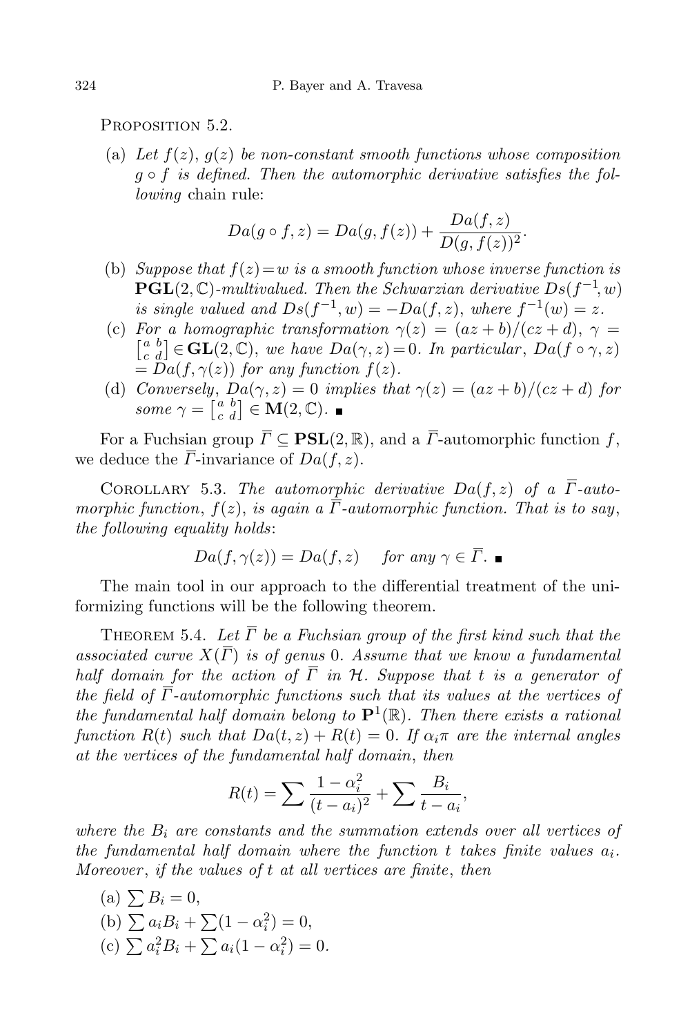Proposition 5.2.

(a) *Let $f(z)$, $g(z)$ be non-constant smooth functions whose composition $g \circ f$ is defined. Then the automorphic derivative satisfies the following* chain rule:

$$Da(g \circ f, z) = Da(g, f(z)) + \frac{Da(f, z)}{D(g, f(z))^2}.$$

(b) *Suppose that $f(z) = w$ is a smooth function whose inverse function is $\mathbf{PGL}(2, \mathbb{C})$-multivalued. Then the Schwarzian derivative $Ds(f^{-1}, w)$ is single valued and $Ds(f^{-1}, w) = -Da(f, z)$, where $f^{-1}(w) = z$.*

(c) *For a homographic transformation $\gamma(z) = (az + b)/(cz + d)$, $\gamma = \left[\begin{smallmatrix} a & b \\ c & d \end{smallmatrix}\right] \in \mathbf{GL}(2, \mathbb{C})$, we have $Da(\gamma, z) = 0$. In particular, $Da(f \circ \gamma, z) = Da(f, \gamma(z))$ for any function $f(z)$.*

(d) *Conversely, $Da(\gamma, z) = 0$ implies that $\gamma(z) = (az + b)/(cz + d)$ for some $\gamma = \left[\begin{smallmatrix} a & b \\ c & d \end{smallmatrix}\right] \in \mathbf{M}(2, \mathbb{C})$.* ■

For a Fuchsian group $\overline{\Gamma} \subseteq \mathbf{PSL}(2, \mathbb{R})$, and a $\overline{\Gamma}$-automorphic function $f$, we deduce the $\overline{\Gamma}$-invariance of $Da(f, z)$.

Corollary 5.3. *The automorphic derivative $Da(f, z)$ of a $\overline{\Gamma}$-automorphic function, $f(z)$, is again a $\overline{\Gamma}$-automorphic function. That is to say, the following equality holds*:

$$Da(f, \gamma(z)) = Da(f, z) \quad \text{for any } \gamma \in \overline{\Gamma}. \ ■$$

The main tool in our approach to the differential treatment of the uniformizing functions will be the following theorem.

Theorem 5.4. *Let $\overline{\Gamma}$ be a Fuchsian group of the first kind such that the associated curve $X(\overline{\Gamma})$ is of genus 0. Assume that we know a fundamental half domain for the action of $\overline{\Gamma}$ in $\mathcal{H}$. Suppose that $t$ is a generator of the field of $\overline{\Gamma}$-automorphic functions such that its values at the vertices of the fundamental half domain belong to $\mathbf{P}^1(\mathbb{R})$. Then there exists a rational function $R(t)$ such that $Da(t, z) + R(t) = 0$. If $\alpha_i \pi$ are the internal angles at the vertices of the fundamental half domain, then*

$$R(t) = \sum \frac{1 - \alpha_i^2}{(t - a_i)^2} + \sum \frac{B_i}{t - a_i},$$

*where the $B_i$ are constants and the summation extends over all vertices of the fundamental half domain where the function $t$ takes finite values $a_i$. Moreover, if the values of $t$ at all vertices are finite, then*

(a) $\sum B_i = 0$,

(b) $\sum a_i B_i + \sum (1 - \alpha_i^2) = 0$,

(c) $\sum a_i^2 B_i + \sum a_i (1 - \alpha_i^2) = 0$.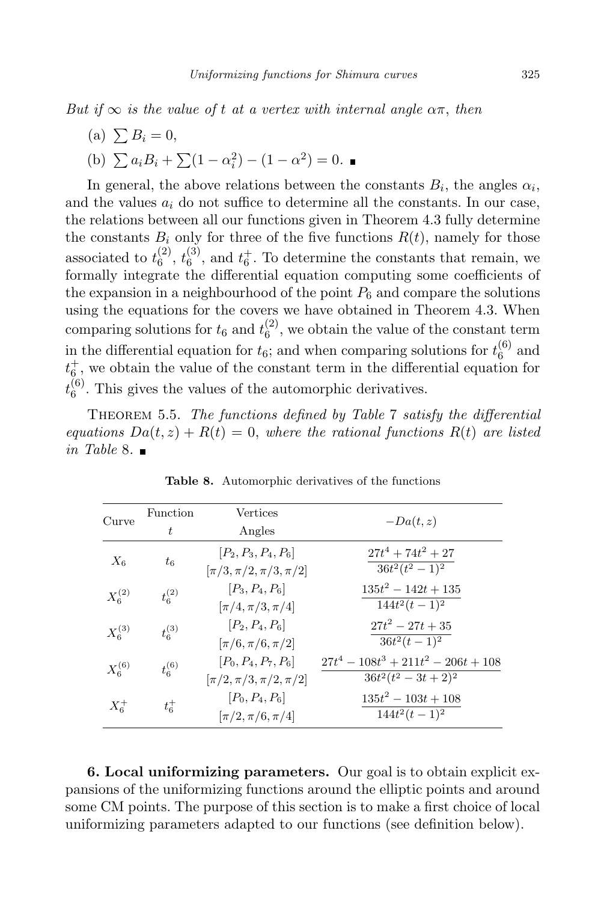*But if $\infty$ is the value of $t$ at a vertex with internal angle $\alpha\pi$, then*

(a) $\sum B_i = 0$,

(b) $\sum a_i B_i + \sum(1-\alpha_i^2) - (1-\alpha^2) = 0$. ∎

In general, the above relations between the constants $B_i$, the angles $\alpha_i$, and the values $a_i$ do not suffice to determine all the constants. In our case, the relations between all our functions given in Theorem 4.3 fully determine the constants $B_i$ only for three of the five functions $R(t)$, namely for those associated to $t_6^{(2)}$, $t_6^{(3)}$, and $t_6^{+}$. To determine the constants that remain, we formally integrate the differential equation computing some coefficients of the expansion in a neighbourhood of the point $P_6$ and compare the solutions using the equations for the covers we have obtained in Theorem 4.3. When comparing solutions for $t_6$ and $t_6^{(2)}$, we obtain the value of the constant term in the differential equation for $t_6$; and when comparing solutions for $t_6^{(6)}$ and $t_6^{+}$, we obtain the value of the constant term in the differential equation for $t_6^{(6)}$. This gives the values of the automorphic derivatives.

Theorem 5.5. *The functions defined by Table 7 satisfy the differential equations $Da(t,z) + R(t) = 0$, where the rational functions $R(t)$ are listed in Table 8.* ∎

**Table 8.** Automorphic derivatives of the functions

| Curve | Function $t$ | Vertices / Angles | $-Da(t,z)$ |
|---|---|---|---|
| $X_6$ | $t_6$ | $[P_2, P_3, P_4, P_6]$ $[\pi/3, \pi/2, \pi/3, \pi/2]$ | $\dfrac{27t^4 + 74t^2 + 27}{36t^2(t^2-1)^2}$ |
| $X_6^{(2)}$ | $t_6^{(2)}$ | $[P_3, P_4, P_6]$ $[\pi/4, \pi/3, \pi/4]$ | $\dfrac{135t^2 - 142t + 135}{144t^2(t-1)^2}$ |
| $X_6^{(3)}$ | $t_6^{(3)}$ | $[P_2, P_4, P_6]$ $[\pi/6, \pi/6, \pi/2]$ | $\dfrac{27t^2 - 27t + 35}{36t^2(t-1)^2}$ |
| $X_6^{(6)}$ | $t_6^{(6)}$ | $[P_0, P_4, P_7, P_6]$ $[\pi/2, \pi/3, \pi/2, \pi/2]$ | $\dfrac{27t^4 - 108t^3 + 211t^2 - 206t + 108}{36t^2(t^2-3t+2)^2}$ |
| $X_6^{+}$ | $t_6^{+}$ | $[P_0, P_4, P_6]$ $[\pi/2, \pi/6, \pi/4]$ | $\dfrac{135t^2 - 103t + 108}{144t^2(t-1)^2}$ |

**6. Local uniformizing parameters.** Our goal is to obtain explicit expansions of the uniformizing functions around the elliptic points and around some CM points. The purpose of this section is to make a first choice of local uniformizing parameters adapted to our functions (see definition below).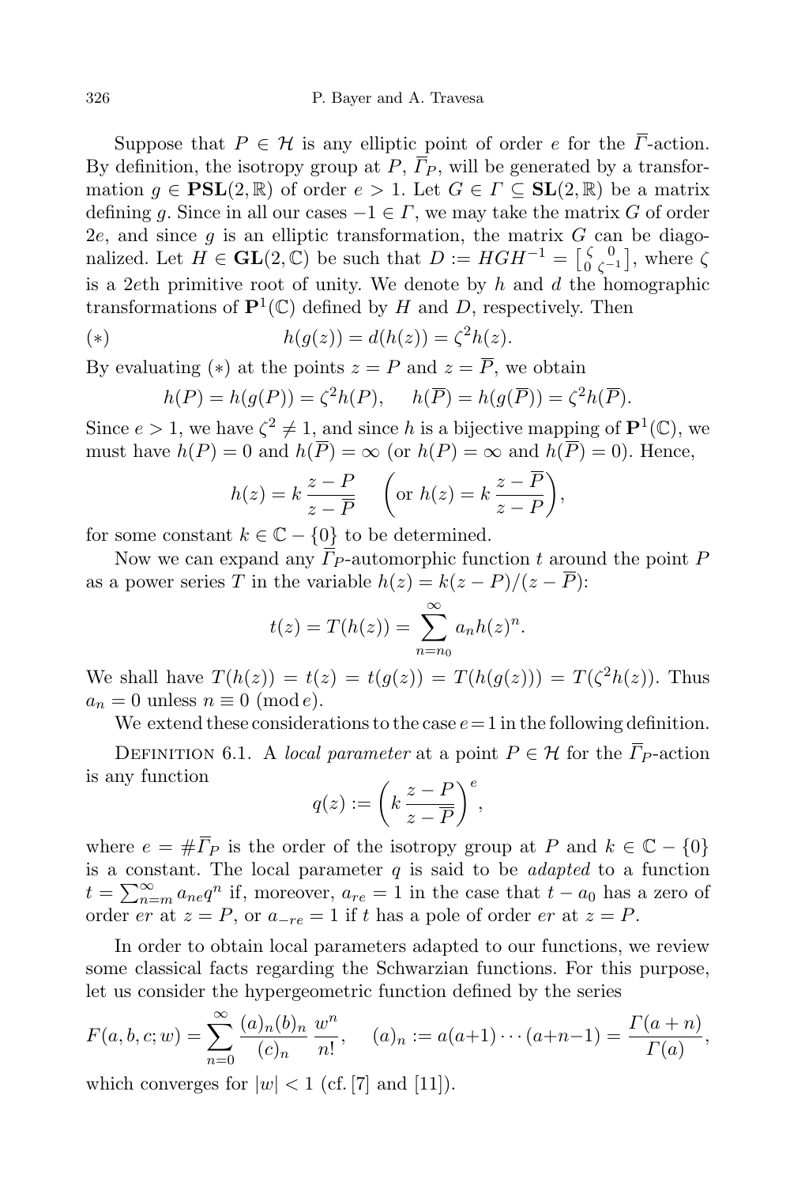Suppose that $P \in \mathcal{H}$ is any elliptic point of order $e$ for the $\overline{\Gamma}$-action. By definition, the isotropy group at $P$, $\overline{\Gamma}_P$, will be generated by a transformation $g \in \mathbf{PSL}(2,\mathbb{R})$ of order $e > 1$. Let $G \in \Gamma \subseteq \mathbf{SL}(2,\mathbb{R})$ be a matrix defining $g$. Since in all our cases $-1 \in \Gamma$, we may take the matrix $G$ of order $2e$, and since $g$ is an elliptic transformation, the matrix $G$ can be diagonalized. Let $H \in \mathbf{GL}(2,\mathbb{C})$ be such that $D := HGH^{-1} = \left[\begin{smallmatrix} \zeta & 0 \\ 0 & \zeta^{-1} \end{smallmatrix}\right]$, where $\zeta$ is a $2e$th primitive root of unity. We denote by $h$ and $d$ the homographic transformations of $\mathbf{P}^1(\mathbb{C})$ defined by $H$ and $D$, respectively. Then

$$(*) \qquad h(g(z)) = d(h(z)) = \zeta^2 h(z).$$

By evaluating $(*)$ at the points $z = P$ and $z = \overline{P}$, we obtain

$$h(P) = h(g(P)) = \zeta^2 h(P), \qquad h(\overline{P}) = h(g(\overline{P})) = \zeta^2 h(\overline{P}).$$

Since $e > 1$, we have $\zeta^2 \neq 1$, and since $h$ is a bijective mapping of $\mathbf{P}^1(\mathbb{C})$, we must have $h(P) = 0$ and $h(\overline{P}) = \infty$ (or $h(P) = \infty$ and $h(\overline{P}) = 0$). Hence,

$$h(z) = k\,\frac{z-P}{z-\overline{P}} \quad \left(\text{or } h(z) = k\,\frac{z-\overline{P}}{z-P}\right),$$

for some constant $k \in \mathbb{C} - \{0\}$ to be determined.

Now we can expand any $\overline{\Gamma}_P$-automorphic function $t$ around the point $P$ as a power series $T$ in the variable $h(z) = k(z-P)/(z-\overline{P})$:

$$t(z) = T(h(z)) = \sum_{n=n_0}^{\infty} a_n h(z)^n.$$

We shall have $T(h(z)) = t(z) = t(g(z)) = T(h(g(z))) = T(\zeta^2 h(z))$. Thus $a_n = 0$ unless $n \equiv 0 \pmod{e}$.

We extend these considerations to the case $e = 1$ in the following definition.

Definition 6.1. A *local parameter* at a point $P \in \mathcal{H}$ for the $\overline{\Gamma}_P$-action is any function

$$q(z) := \left(k\,\frac{z-P}{z-\overline{P}}\right)^e,$$

where $e = \#\overline{\Gamma}_P$ is the order of the isotropy group at $P$ and $k \in \mathbb{C} - \{0\}$ is a constant. The local parameter $q$ is said to be *adapted* to a function $t = \sum_{n=m}^{\infty} a_{ne} q^n$ if, moreover, $a_{re} = 1$ in the case that $t - a_0$ has a zero of order $er$ at $z = P$, or $a_{-re} = 1$ if $t$ has a pole of order $er$ at $z = P$.

In order to obtain local parameters adapted to our functions, we review some classical facts regarding the Schwarzian functions. For this purpose, let us consider the hypergeometric function defined by the series

$$F(a,b,c;w) = \sum_{n=0}^{\infty} \frac{(a)_n (b)_n}{(c)_n}\,\frac{w^n}{n!}, \qquad (a)_n := a(a+1)\cdots(a+n-1) = \frac{\Gamma(a+n)}{\Gamma(a)},$$

which converges for $|w| < 1$ (cf. [7] and [11]).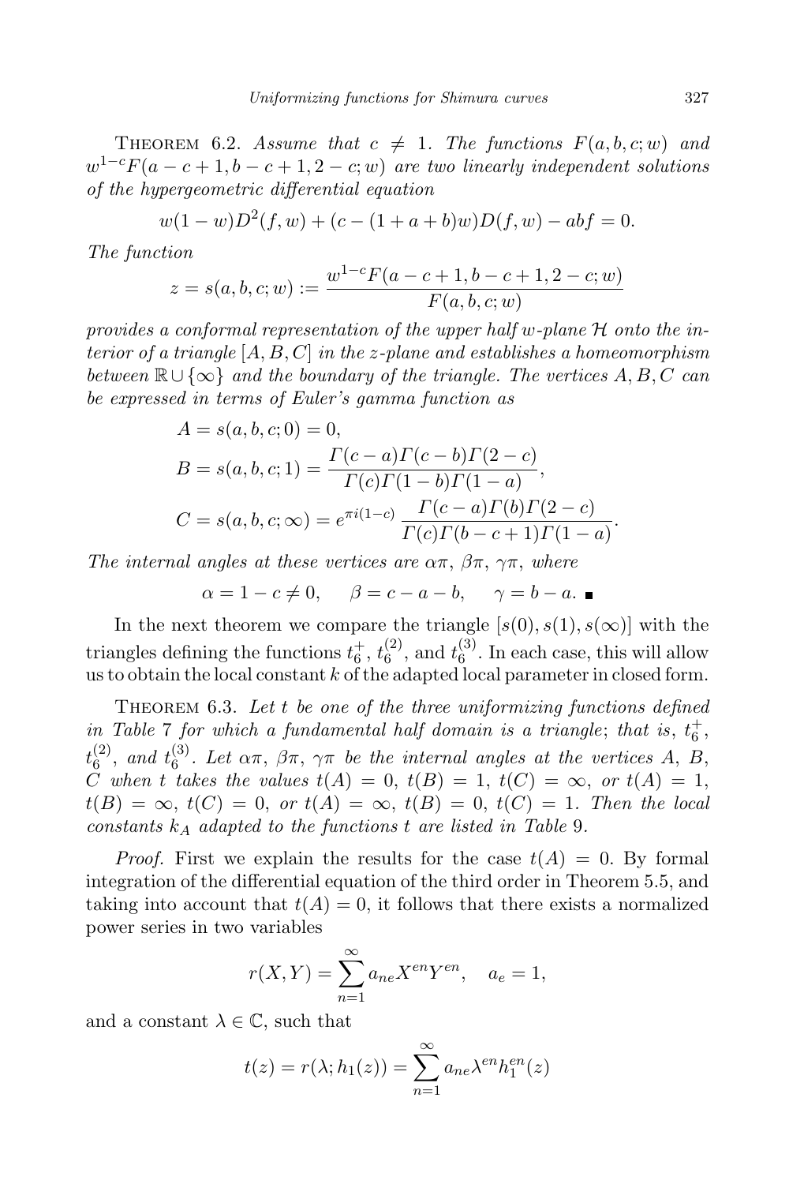Theorem 6.2. *Assume that $c \neq 1$. The functions $F(a,b,c;w)$ and $w^{1-c}F(a-c+1,b-c+1,2-c;w)$ are two linearly independent solutions of the hypergeometric differential equation*

$$w(1-w)D^2(f,w) + (c-(1+a+b)w)D(f,w) - abf = 0.$$

*The function*

$$z = s(a,b,c;w) := \frac{w^{1-c}F(a-c+1,b-c+1,2-c;w)}{F(a,b,c;w)}$$

*provides a conformal representation of the upper half $w$-plane $\mathcal{H}$ onto the interior of a triangle $[A,B,C]$ in the $z$-plane and establishes a homeomorphism between $\mathbb{R}\cup\{\infty\}$ and the boundary of the triangle. The vertices $A,B,C$ can be expressed in terms of Euler's gamma function as*

$$\begin{aligned}
A &= s(a,b,c;0) = 0,\\
B &= s(a,b,c;1) = \frac{\Gamma(c-a)\Gamma(c-b)\Gamma(2-c)}{\Gamma(c)\Gamma(1-b)\Gamma(1-a)},\\
C &= s(a,b,c;\infty) = e^{\pi i(1-c)}\,\frac{\Gamma(c-a)\Gamma(b)\Gamma(2-c)}{\Gamma(c)\Gamma(b-c+1)\Gamma(1-a)}.
\end{aligned}$$

*The internal angles at these vertices are $\alpha\pi$, $\beta\pi$, $\gamma\pi$, where*

$$\alpha = 1-c \neq 0, \quad \beta = c-a-b, \quad \gamma = b-a. \ \blacksquare$$

In the next theorem we compare the triangle $[s(0),s(1),s(\infty)]$ with the triangles defining the functions $t_6^+$, $t_6^{(2)}$, and $t_6^{(3)}$. In each case, this will allow us to obtain the local constant $k$ of the adapted local parameter in closed form.

Theorem 6.3. *Let $t$ be one of the three uniformizing functions defined in Table 7 for which a fundamental half domain is a triangle; that is, $t_6^+$, $t_6^{(2)}$, and $t_6^{(3)}$. Let $\alpha\pi$, $\beta\pi$, $\gamma\pi$ be the internal angles at the vertices $A$, $B$, $C$ when $t$ takes the values $t(A)=0$, $t(B)=1$, $t(C)=\infty$, or $t(A)=1$, $t(B)=\infty$, $t(C)=0$, or $t(A)=\infty$, $t(B)=0$, $t(C)=1$. Then the local constants $k_A$ adapted to the functions $t$ are listed in Table 9.*

*Proof.* First we explain the results for the case $t(A)=0$. By formal integration of the differential equation of the third order in Theorem 5.5, and taking into account that $t(A)=0$, it follows that there exists a normalized power series in two variables

$$r(X,Y) = \sum_{n=1}^{\infty} a_{ne}X^{en}Y^{en}, \quad a_e = 1,$$

and a constant $\lambda \in \mathbb{C}$, such that

$$t(z) = r(\lambda;h_1(z)) = \sum_{n=1}^{\infty} a_{ne}\lambda^{en}h_1^{en}(z)$$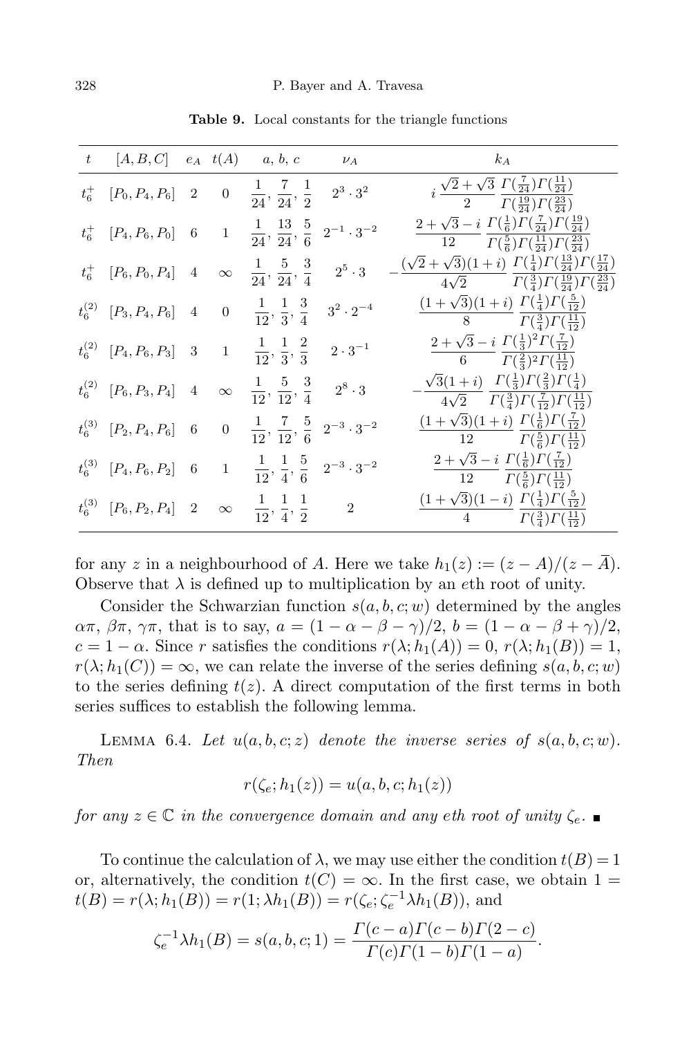**Table 9.** Local constants for the triangle functions

| $t$ | $[A,B,C]$ | $e_A$ | $t(A)$ | $a,\,b,\,c$ | $\nu_A$ | $k_A$ |
|---|---|---|---|---|---|---|
| $t_6^+$ | $[P_0,P_4,P_6]$ | 2 | 0 | $\frac{1}{24},\,\frac{7}{24},\,\frac{1}{2}$ | $2^3\cdot 3^2$ | $i\,\frac{\sqrt{2}+\sqrt{3}}{2}\,\frac{\Gamma(\frac{7}{24})\Gamma(\frac{11}{24})}{\Gamma(\frac{19}{24})\Gamma(\frac{23}{24})}$ |
| $t_6^+$ | $[P_4,P_6,P_0]$ | 6 | 1 | $\frac{1}{24},\,\frac{13}{24},\,\frac{5}{6}$ | $2^{-1}\cdot 3^{-2}$ | $\frac{2+\sqrt{3}-i}{12}\,\frac{\Gamma(\frac{1}{6})\Gamma(\frac{7}{24})\Gamma(\frac{19}{24})}{\Gamma(\frac{5}{6})\Gamma(\frac{11}{24})\Gamma(\frac{23}{24})}$ |
| $t_6^+$ | $[P_6,P_0,P_4]$ | 4 | $\infty$ | $\frac{1}{24},\,\frac{5}{24},\,\frac{3}{4}$ | $2^5\cdot 3$ | $-\frac{(\sqrt{2}+\sqrt{3})(1+i)}{4\sqrt{2}}\,\frac{\Gamma(\frac{1}{4})\Gamma(\frac{13}{24})\Gamma(\frac{17}{24})}{\Gamma(\frac{3}{4})\Gamma(\frac{19}{24})\Gamma(\frac{23}{24})}$ |
| $t_6^{(2)}$ | $[P_3,P_4,P_6]$ | 4 | 0 | $\frac{1}{12},\,\frac{1}{3},\,\frac{3}{4}$ | $3^2\cdot 2^{-4}$ | $\frac{(1+\sqrt{3})(1+i)}{8}\,\frac{\Gamma(\frac{1}{4})\Gamma(\frac{5}{12})}{\Gamma(\frac{3}{4})\Gamma(\frac{11}{12})}$ |
| $t_6^{(2)}$ | $[P_4,P_6,P_3]$ | 3 | 1 | $\frac{1}{12},\,\frac{1}{3},\,\frac{2}{3}$ | $2\cdot 3^{-1}$ | $\frac{2+\sqrt{3}-i}{6}\,\frac{\Gamma(\frac{1}{3})^2\Gamma(\frac{7}{12})}{\Gamma(\frac{2}{3})^2\Gamma(\frac{11}{12})}$ |
| $t_6^{(2)}$ | $[P_6,P_3,P_4]$ | 4 | $\infty$ | $\frac{1}{12},\,\frac{5}{12},\,\frac{3}{4}$ | $2^8\cdot 3$ | $-\frac{\sqrt{3}(1+i)}{4\sqrt{2}}\,\frac{\Gamma(\frac{1}{3})\Gamma(\frac{2}{3})\Gamma(\frac{1}{4})}{\Gamma(\frac{3}{4})\Gamma(\frac{7}{12})\Gamma(\frac{11}{12})}$ |
| $t_6^{(3)}$ | $[P_2,P_4,P_6]$ | 6 | 0 | $\frac{1}{12},\,\frac{7}{12},\,\frac{5}{6}$ | $2^{-3}\cdot 3^{-2}$ | $\frac{(1+\sqrt{3})(1+i)}{12}\,\frac{\Gamma(\frac{1}{6})\Gamma(\frac{7}{12})}{\Gamma(\frac{5}{6})\Gamma(\frac{11}{12})}$ |
| $t_6^{(3)}$ | $[P_4,P_6,P_2]$ | 6 | 1 | $\frac{1}{12},\,\frac{1}{4},\,\frac{5}{6}$ | $2^{-3}\cdot 3^{-2}$ | $\frac{2+\sqrt{3}-i}{12}\,\frac{\Gamma(\frac{1}{6})\Gamma(\frac{7}{12})}{\Gamma(\frac{5}{6})\Gamma(\frac{11}{12})}$ |
| $t_6^{(3)}$ | $[P_6,P_2,P_4]$ | 2 | $\infty$ | $\frac{1}{12},\,\frac{1}{4},\,\frac{1}{2}$ | 2 | $\frac{(1+\sqrt{3})(1-i)}{4}\,\frac{\Gamma(\frac{1}{4})\Gamma(\frac{5}{12})}{\Gamma(\frac{3}{4})\Gamma(\frac{11}{12})}$ |

for any $z$ in a neighbourhood of $A$. Here we take $h_1(z) := (z-A)/(z-\overline{A})$. Observe that $\lambda$ is defined up to multiplication by an $e$th root of unity.

Consider the Schwarzian function $s(a,b,c;w)$ determined by the angles $\alpha\pi$, $\beta\pi$, $\gamma\pi$, that is to say, $a=(1-\alpha-\beta-\gamma)/2$, $b=(1-\alpha-\beta+\gamma)/2$, $c=1-\alpha$. Since $r$ satisfies the conditions $r(\lambda;h_1(A))=0$, $r(\lambda;h_1(B))=1$, $r(\lambda;h_1(C))=\infty$, we can relate the inverse of the series defining $s(a,b,c;w)$ to the series defining $t(z)$. A direct computation of the first terms in both series suffices to establish the following lemma.

Lemma 6.4. *Let $u(a,b,c;z)$ denote the inverse series of $s(a,b,c;w)$. Then*

$$r(\zeta_e;h_1(z)) = u(a,b,c;h_1(z))$$

*for any $z\in\mathbb{C}$ in the convergence domain and any $e$th root of unity $\zeta_e$.* ∎

To continue the calculation of $\lambda$, we may use either the condition $t(B)=1$ or, alternatively, the condition $t(C)=\infty$. In the first case, we obtain $1 = t(B) = r(\lambda;h_1(B)) = r(1;\lambda h_1(B)) = r(\zeta_e;\zeta_e^{-1}\lambda h_1(B))$, and

$$\zeta_e^{-1}\lambda h_1(B) = s(a,b,c;1) = \frac{\Gamma(c-a)\Gamma(c-b)\Gamma(2-c)}{\Gamma(c)\Gamma(1-b)\Gamma(1-a)}.$$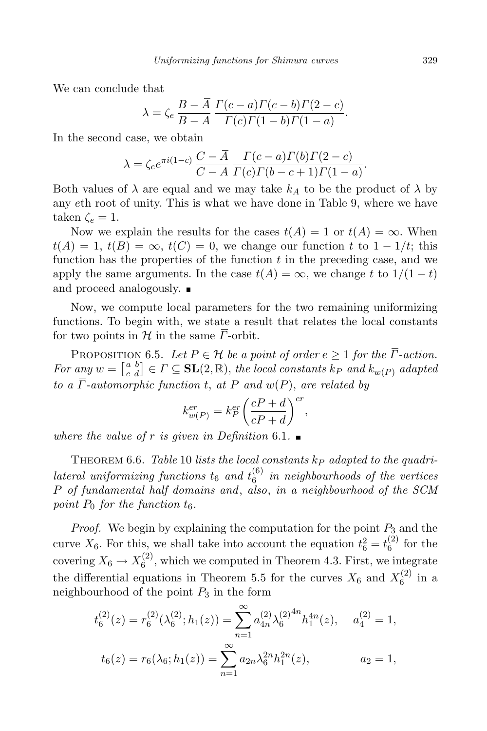We can conclude that

$$\lambda = \zeta_e \frac{B - \overline{A}}{B - A} \frac{\Gamma(c-a)\Gamma(c-b)\Gamma(2-c)}{\Gamma(c)\Gamma(1-b)\Gamma(1-a)}.$$

In the second case, we obtain

$$\lambda = \zeta_e e^{\pi i(1-c)} \frac{C - \overline{A}}{C - A} \frac{\Gamma(c-a)\Gamma(b)\Gamma(2-c)}{\Gamma(c)\Gamma(b-c+1)\Gamma(1-a)}.$$

Both values of $\lambda$ are equal and we may take $k_A$ to be the product of $\lambda$ by any $e$th root of unity. This is what we have done in Table 9, where we have taken $\zeta_e = 1$.

Now we explain the results for the cases $t(A) = 1$ or $t(A) = \infty$. When $t(A) = 1$, $t(B) = \infty$, $t(C) = 0$, we change our function $t$ to $1 - 1/t$; this function has the properties of the function $t$ in the preceding case, and we apply the same arguments. In the case $t(A) = \infty$, we change $t$ to $1/(1-t)$ and proceed analogously. ∎

Now, we compute local parameters for the two remaining uniformizing functions. To begin with, we state a result that relates the local constants for two points in $\mathcal{H}$ in the same $\overline{\Gamma}$-orbit.

Proposition 6.5. *Let $P \in \mathcal{H}$ be a point of order $e \geq 1$ for the $\overline{\Gamma}$-action. For any $w = \left[\begin{smallmatrix} a & b \\ c & d \end{smallmatrix}\right] \in \Gamma \subseteq \mathbf{SL}(2,\mathbb{R})$, the local constants $k_P$ and $k_{w(P)}$ adapted to a $\overline{\Gamma}$-automorphic function $t$, at $P$ and $w(P)$, are related by*

$$k_{w(P)}^{er} = k_P^{er} \left( \frac{cP + d}{c\overline{P} + d} \right)^{er},$$

*where the value of $r$ is given in Definition* 6.1. ∎

Theorem 6.6. *Table* 10 *lists the local constants $k_P$ adapted to the quadrilateral uniformizing functions $t_6$ and $t_6^{(6)}$ in neighbourhoods of the vertices $P$ of fundamental half domains and*, *also*, *in a neighbourhood of the SCM point $P_0$ for the function $t_6$.*

*Proof.* We begin by explaining the computation for the point $P_3$ and the curve $X_6$. For this, we shall take into account the equation $t_6^2 = t_6^{(2)}$ for the covering $X_6 \to X_6^{(2)}$, which we computed in Theorem 4.3. First, we integrate the differential equations in Theorem 5.5 for the curves $X_6$ and $X_6^{(2)}$ in a neighbourhood of the point $P_3$ in the form

$$t_6^{(2)}(z) = r_6^{(2)}(\lambda_6^{(2)}; h_1(z)) = \sum_{n=1}^{\infty} a_{4n}^{(2)} {\lambda_6^{(2)}}^{4n} h_1^{4n}(z), \quad a_4^{(2)} = 1,$$

$$t_6(z) = r_6(\lambda_6; h_1(z)) = \sum_{n=1}^{\infty} a_{2n} \lambda_6^{2n} h_1^{2n}(z), \qquad a_2 = 1,$$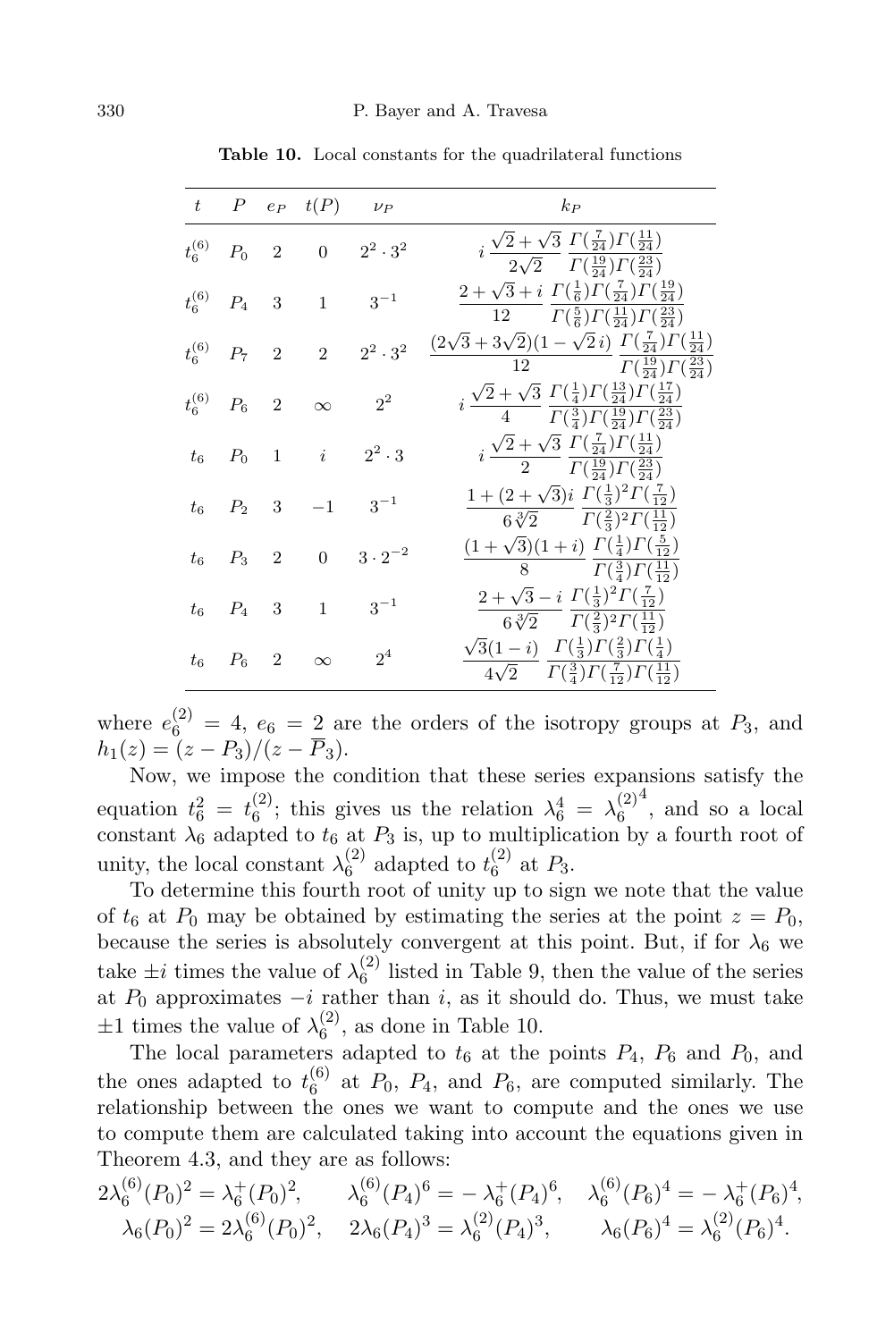**Table 10.** Local constants for the quadrilateral functions

| $t$ | $P$ | $e_P$ | $t(P)$ | $\nu_P$ | $k_P$ |
|---|---|---|---|---|---|
| $t_6^{(6)}$ | $P_0$ | 2 | 0 | $2^2 \cdot 3^2$ | $i\,\dfrac{\sqrt{2}+\sqrt{3}}{2\sqrt{2}}\,\dfrac{\Gamma(\frac{7}{24})\Gamma(\frac{11}{24})}{\Gamma(\frac{19}{24})\Gamma(\frac{23}{24})}$ |
| $t_6^{(6)}$ | $P_4$ | 3 | 1 | $3^{-1}$ | $\dfrac{2+\sqrt{3}+i}{12}\,\dfrac{\Gamma(\frac{1}{6})\Gamma(\frac{7}{24})\Gamma(\frac{19}{24})}{\Gamma(\frac{5}{6})\Gamma(\frac{11}{24})\Gamma(\frac{23}{24})}$ |
| $t_6^{(6)}$ | $P_7$ | 2 | 2 | $2^2 \cdot 3^2$ | $\dfrac{(2\sqrt{3}+3\sqrt{2})(1-\sqrt{2}\,i)}{12}\,\dfrac{\Gamma(\frac{7}{24})\Gamma(\frac{11}{24})}{\Gamma(\frac{19}{24})\Gamma(\frac{23}{24})}$ |
| $t_6^{(6)}$ | $P_6$ | 2 | $\infty$ | $2^2$ | $i\,\dfrac{\sqrt{2}+\sqrt{3}}{4}\,\dfrac{\Gamma(\frac{1}{4})\Gamma(\frac{13}{24})\Gamma(\frac{17}{24})}{\Gamma(\frac{3}{4})\Gamma(\frac{19}{24})\Gamma(\frac{23}{24})}$ |
| $t_6$ | $P_0$ | 1 | $i$ | $2^2 \cdot 3$ | $i\,\dfrac{\sqrt{2}+\sqrt{3}}{2}\,\dfrac{\Gamma(\frac{7}{24})\Gamma(\frac{11}{24})}{\Gamma(\frac{19}{24})\Gamma(\frac{23}{24})}$ |
| $t_6$ | $P_2$ | 3 | $-1$ | $3^{-1}$ | $\dfrac{1+(2+\sqrt{3})i}{6\sqrt[3]{2}}\,\dfrac{\Gamma(\frac{1}{3})^2\Gamma(\frac{7}{12})}{\Gamma(\frac{2}{3})^2\Gamma(\frac{11}{12})}$ |
| $t_6$ | $P_3$ | 2 | 0 | $3 \cdot 2^{-2}$ | $\dfrac{(1+\sqrt{3})(1+i)}{8}\,\dfrac{\Gamma(\frac{1}{4})\Gamma(\frac{5}{12})}{\Gamma(\frac{3}{4})\Gamma(\frac{11}{12})}$ |
| $t_6$ | $P_4$ | 3 | 1 | $3^{-1}$ | $\dfrac{2+\sqrt{3}-i}{6\sqrt[3]{2}}\,\dfrac{\Gamma(\frac{1}{3})^2\Gamma(\frac{7}{12})}{\Gamma(\frac{2}{3})^2\Gamma(\frac{11}{12})}$ |
| $t_6$ | $P_6$ | 2 | $\infty$ | $2^4$ | $\dfrac{\sqrt{3}(1-i)}{4\sqrt{2}}\,\dfrac{\Gamma(\frac{1}{3})\Gamma(\frac{2}{3})\Gamma(\frac{1}{4})}{\Gamma(\frac{3}{4})\Gamma(\frac{7}{12})\Gamma(\frac{11}{12})}$ |

where $e_6^{(2)} = 4$, $e_6 = 2$ are the orders of the isotropy groups at $P_3$, and $h_1(z) = (z - P_3)/(z - \overline{P}_3)$.

Now, we impose the condition that these series expansions satisfy the equation $t_6^2 = t_6^{(2)}$; this gives us the relation $\lambda_6^4 = {\lambda_6^{(2)}}^4$, and so a local constant $\lambda_6$ adapted to $t_6$ at $P_3$ is, up to multiplication by a fourth root of unity, the local constant $\lambda_6^{(2)}$ adapted to $t_6^{(2)}$ at $P_3$.

To determine this fourth root of unity up to sign we note that the value of $t_6$ at $P_0$ may be obtained by estimating the series at the point $z = P_0$, because the series is absolutely convergent at this point. But, if for $\lambda_6$ we take $\pm i$ times the value of $\lambda_6^{(2)}$ listed in Table 9, then the value of the series at $P_0$ approximates $-i$ rather than $i$, as it should do. Thus, we must take $\pm 1$ times the value of $\lambda_6^{(2)}$, as done in Table 10.

The local parameters adapted to $t_6$ at the points $P_4$, $P_6$ and $P_0$, and the ones adapted to $t_6^{(6)}$ at $P_0$, $P_4$, and $P_6$, are computed similarly. The relationship between the ones we want to compute and the ones we use to compute them are calculated taking into account the equations given in Theorem 4.3, and they are as follows:

$$2\lambda_6^{(6)}(P_0)^2 = \lambda_6^{+}(P_0)^2, \qquad \lambda_6^{(6)}(P_4)^6 = -\,\lambda_6^{+}(P_4)^6, \quad \lambda_6^{(6)}(P_6)^4 = -\,\lambda_6^{+}(P_6)^4,$$
$$\lambda_6(P_0)^2 = 2\lambda_6^{(6)}(P_0)^2, \quad 2\lambda_6(P_4)^3 = \lambda_6^{(2)}(P_4)^3, \qquad \lambda_6(P_6)^4 = \lambda_6^{(2)}(P_6)^4.$$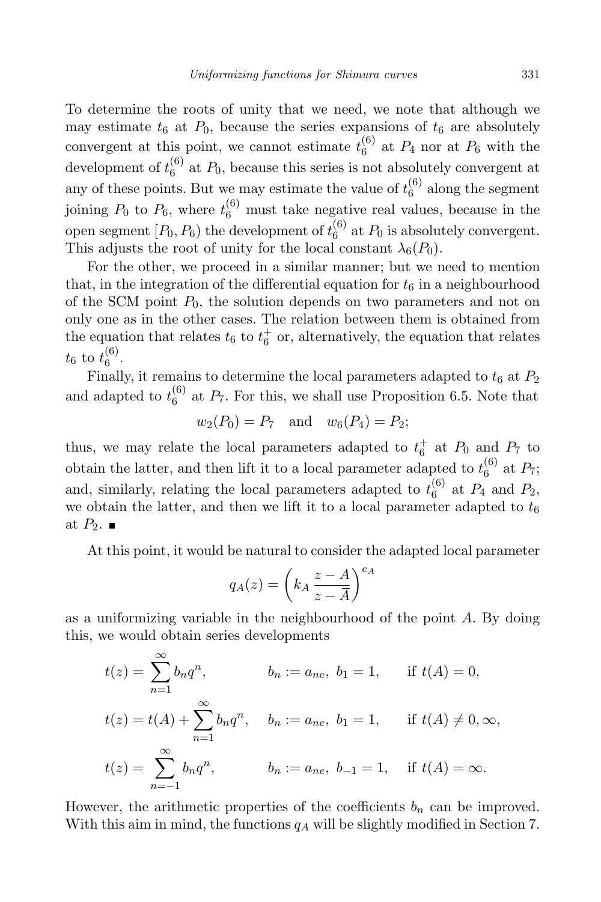To determine the roots of unity that we need, we note that although we may estimate $t_6$ at $P_0$, because the series expansions of $t_6$ are absolutely convergent at this point, we cannot estimate $t_6^{(6)}$ at $P_4$ nor at $P_6$ with the development of $t_6^{(6)}$ at $P_0$, because this series is not absolutely convergent at any of these points. But we may estimate the value of $t_6^{(6)}$ along the segment joining $P_0$ to $P_6$, where $t_6^{(6)}$ must take negative real values, because in the open segment $[P_0, P_6)$ the development of $t_6^{(6)}$ at $P_0$ is absolutely convergent. This adjusts the root of unity for the local constant $\lambda_6(P_0)$.

For the other, we proceed in a similar manner; but we need to mention that, in the integration of the differential equation for $t_6$ in a neighbourhood of the SCM point $P_0$, the solution depends on two parameters and not on only one as in the other cases. The relation between them is obtained from the equation that relates $t_6$ to $t_6^+$ or, alternatively, the equation that relates $t_6$ to $t_6^{(6)}$.

Finally, it remains to determine the local parameters adapted to $t_6$ at $P_2$ and adapted to $t_6^{(6)}$ at $P_7$. For this, we shall use Proposition 6.5. Note that

$$w_2(P_0) = P_7 \quad \text{and} \quad w_6(P_4) = P_2;$$

thus, we may relate the local parameters adapted to $t_6^+$ at $P_0$ and $P_7$ to obtain the latter, and then lift it to a local parameter adapted to $t_6^{(6)}$ at $P_7$; and, similarly, relating the local parameters adapted to $t_6^{(6)}$ at $P_4$ and $P_2$, we obtain the latter, and then we lift it to a local parameter adapted to $t_6$ at $P_2$. ∎

At this point, it would be natural to consider the adapted local parameter

$$q_A(z) = \left(k_A \, \frac{z - A}{z - \overline{A}}\right)^{e_A}$$

as a uniformizing variable in the neighbourhood of the point $A$. By doing this, we would obtain series developments

$$t(z) = \sum_{n=1}^{\infty} b_n q^n, \qquad b_n := a_{ne}, \ b_1 = 1, \qquad \text{if } t(A) = 0,$$

$$t(z) = t(A) + \sum_{n=1}^{\infty} b_n q^n, \qquad b_n := a_{ne}, \ b_1 = 1, \qquad \text{if } t(A) \neq 0, \infty,$$

$$t(z) = \sum_{n=-1}^{\infty} b_n q^n, \qquad b_n := a_{ne}, \ b_{-1} = 1, \qquad \text{if } t(A) = \infty.$$

However, the arithmetic properties of the coefficients $b_n$ can be improved. With this aim in mind, the functions $q_A$ will be slightly modified in Section 7.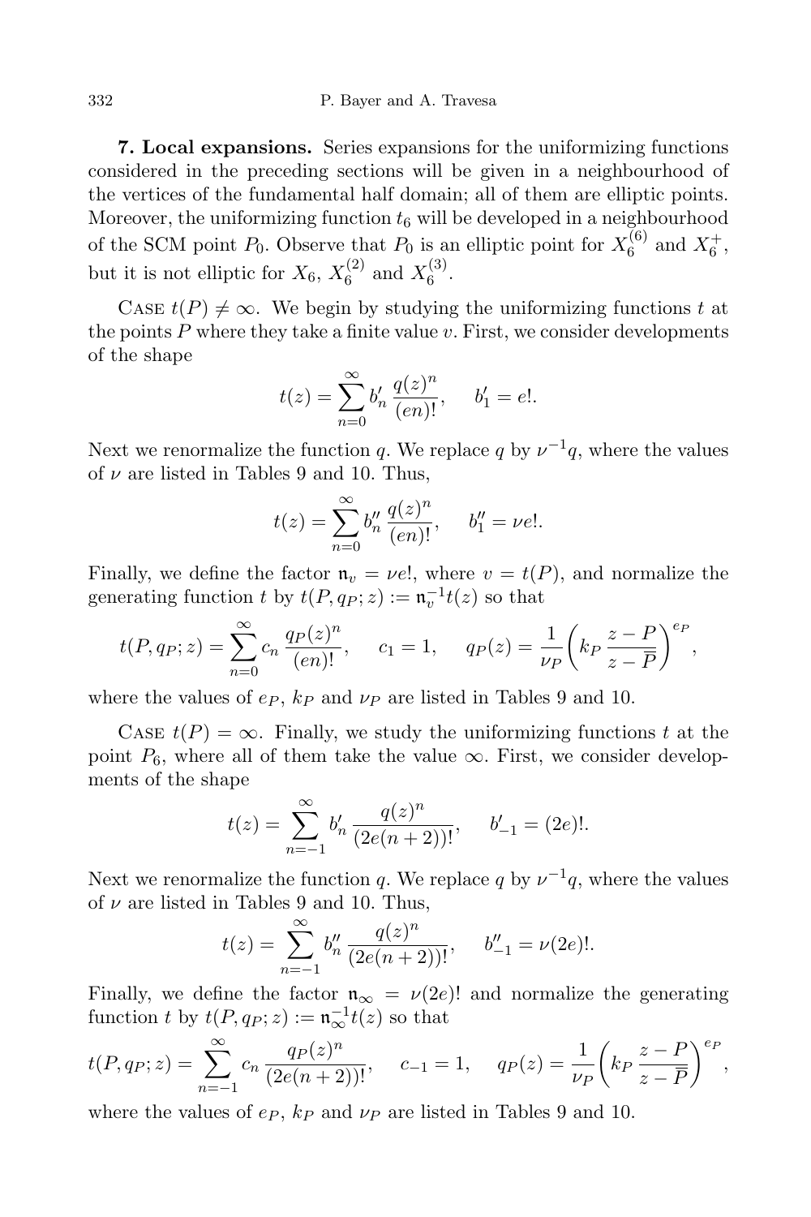**7. Local expansions.** Series expansions for the uniformizing functions considered in the preceding sections will be given in a neighbourhood of the vertices of the fundamental half domain; all of them are elliptic points. Moreover, the uniformizing function $t_6$ will be developed in a neighbourhood of the SCM point $P_0$. Observe that $P_0$ is an elliptic point for $X_6^{(6)}$ and $X_6^+$, but it is not elliptic for $X_6$, $X_6^{(2)}$ and $X_6^{(3)}$.

Case $t(P) \neq \infty$. We begin by studying the uniformizing functions $t$ at the points $P$ where they take a finite value $v$. First, we consider developments of the shape

$$t(z) = \sum_{n=0}^{\infty} b'_n \frac{q(z)^n}{(en)!}, \quad b'_1 = e!.$$

Next we renormalize the function $q$. We replace $q$ by $\nu^{-1}q$, where the values of $\nu$ are listed in Tables 9 and 10. Thus,

$$t(z) = \sum_{n=0}^{\infty} b''_n \frac{q(z)^n}{(en)!}, \quad b''_1 = \nu e!.$$

Finally, we define the factor $\mathfrak{n}_v = \nu e!$, where $v = t(P)$, and normalize the generating function $t$ by $t(P, q_P; z) := \mathfrak{n}_v^{-1} t(z)$ so that

$$t(P, q_P; z) = \sum_{n=0}^{\infty} c_n \frac{q_P(z)^n}{(en)!}, \quad c_1 = 1, \quad q_P(z) = \frac{1}{\nu_P}\left(k_P \frac{z-P}{z-\overline{P}}\right)^{e_P},$$

where the values of $e_P$, $k_P$ and $\nu_P$ are listed in Tables 9 and 10.

Case $t(P) = \infty$. Finally, we study the uniformizing functions $t$ at the point $P_6$, where all of them take the value $\infty$. First, we consider developments of the shape

$$t(z) = \sum_{n=-1}^{\infty} b'_n \frac{q(z)^n}{(2e(n+2))!}, \quad b'_{-1} = (2e)!.$$

Next we renormalize the function $q$. We replace $q$ by $\nu^{-1}q$, where the values of $\nu$ are listed in Tables 9 and 10. Thus,

$$t(z) = \sum_{n=-1}^{\infty} b''_n \frac{q(z)^n}{(2e(n+2))!}, \quad b''_{-1} = \nu(2e)!.$$

Finally, we define the factor $\mathfrak{n}_\infty = \nu(2e)!$ and normalize the generating function $t$ by $t(P, q_P; z) := \mathfrak{n}_\infty^{-1} t(z)$ so that

$$t(P, q_P; z) = \sum_{n=-1}^{\infty} c_n \frac{q_P(z)^n}{(2e(n+2))!}, \quad c_{-1} = 1, \quad q_P(z) = \frac{1}{\nu_P}\left(k_P \frac{z-P}{z-\overline{P}}\right)^{e_P},$$

where the values of $e_P$, $k_P$ and $\nu_P$ are listed in Tables 9 and 10.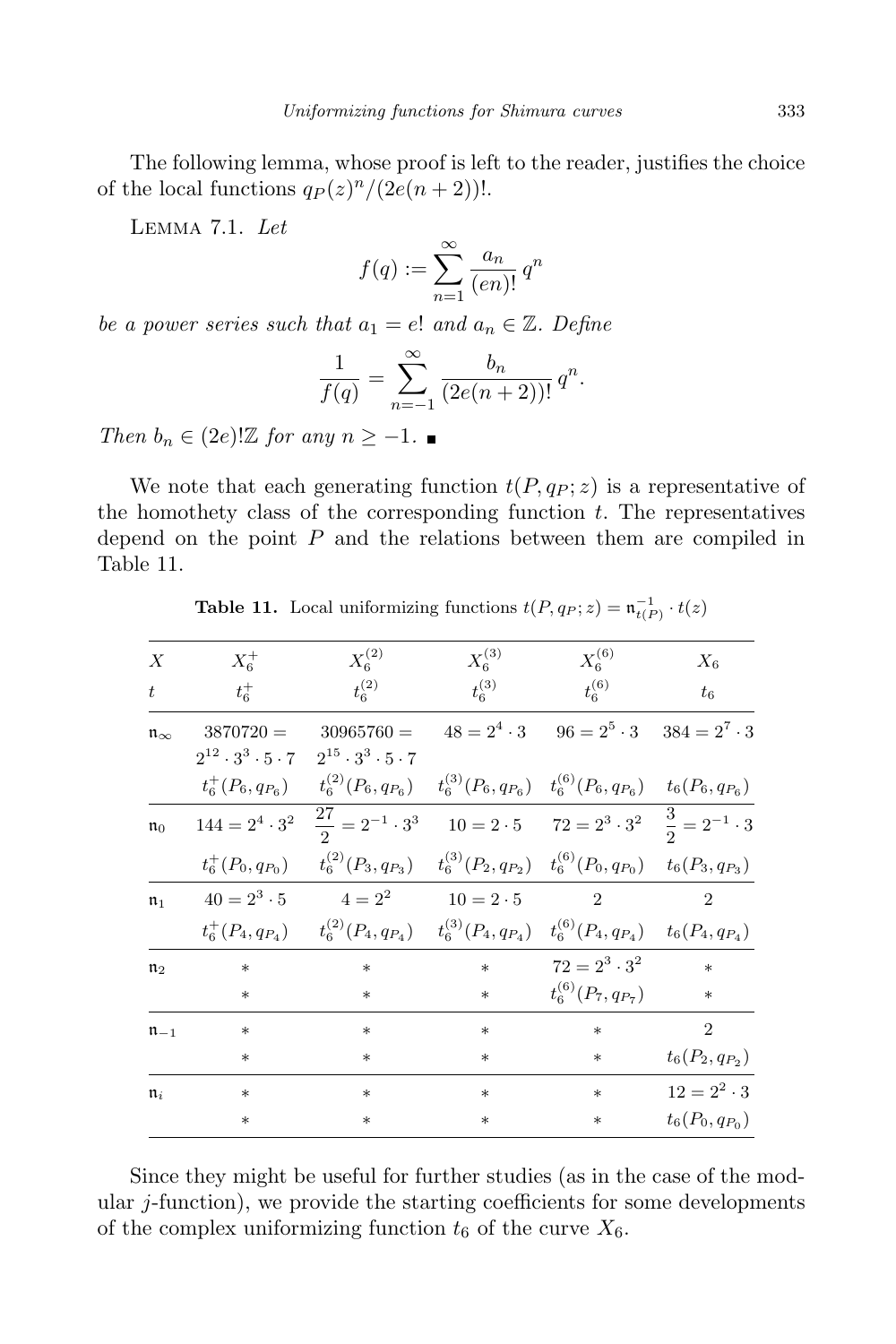The following lemma, whose proof is left to the reader, justifies the choice of the local functions $q_P(z)^n/(2e(n+2))!$.

LEMMA 7.1. *Let*

$$f(q) := \sum_{n=1}^{\infty} \frac{a_n}{(en)!}\, q^n$$

*be a power series such that $a_1 = e!$ and $a_n \in \mathbb{Z}$. Define*

$$\frac{1}{f(q)} = \sum_{n=-1}^{\infty} \frac{b_n}{(2e(n+2))!}\, q^n.$$

*Then $b_n \in (2e)!\mathbb{Z}$ for any $n \geq -1$.* ∎

We note that each generating function $t(P, q_P; z)$ is a representative of the homothety class of the corresponding function $t$. The representatives depend on the point $P$ and the relations between them are compiled in Table 11.

**Table 11.** Local uniformizing functions $t(P, q_P; z) = \mathfrak{n}_{t(P)}^{-1} \cdot t(z)$

| $X$ | $X_6^+$ | $X_6^{(2)}$ | $X_6^{(3)}$ | $X_6^{(6)}$ | $X_6$ |
|---|---|---|---|---|---|
| $t$ | $t_6^+$ | $t_6^{(2)}$ | $t_6^{(3)}$ | $t_6^{(6)}$ | $t_6$ |
| $\mathfrak{n}_\infty$ | $3870720 = 2^{12} \cdot 3^3 \cdot 5 \cdot 7$ | $30965760 = 2^{15} \cdot 3^3 \cdot 5 \cdot 7$ | $48 = 2^4 \cdot 3$ | $96 = 2^5 \cdot 3$ | $384 = 2^7 \cdot 3$ |
| | $t_6^+(P_6, q_{P_6})$ | $t_6^{(2)}(P_6, q_{P_6})$ | $t_6^{(3)}(P_6, q_{P_6})$ | $t_6^{(6)}(P_6, q_{P_6})$ | $t_6(P_6, q_{P_6})$ |
| $\mathfrak{n}_0$ | $144 = 2^4 \cdot 3^2$ | $\frac{27}{2} = 2^{-1} \cdot 3^3$ | $10 = 2 \cdot 5$ | $72 = 2^3 \cdot 3^2$ | $\frac{3}{2} = 2^{-1} \cdot 3$ |
| | $t_6^+(P_0, q_{P_0})$ | $t_6^{(2)}(P_3, q_{P_3})$ | $t_6^{(3)}(P_2, q_{P_2})$ | $t_6^{(6)}(P_0, q_{P_0})$ | $t_6(P_3, q_{P_3})$ |
| $\mathfrak{n}_1$ | $40 = 2^3 \cdot 5$ | $4 = 2^2$ | $10 = 2 \cdot 5$ | $2$ | $2$ |
| | $t_6^+(P_4, q_{P_4})$ | $t_6^{(2)}(P_4, q_{P_4})$ | $t_6^{(3)}(P_4, q_{P_4})$ | $t_6^{(6)}(P_4, q_{P_4})$ | $t_6(P_4, q_{P_4})$ |
| $\mathfrak{n}_2$ | * | * | * | $72 = 2^3 \cdot 3^2$ | * |
| | * | * | * | $t_6^{(6)}(P_7, q_{P_7})$ | * |
| $\mathfrak{n}_{-1}$ | * | * | * | * | $2$ |
| | * | * | * | * | $t_6(P_2, q_{P_2})$ |
| $\mathfrak{n}_i$ | * | * | * | * | $12 = 2^2 \cdot 3$ |
| | * | * | * | * | $t_6(P_0, q_{P_0})$ |

Since they might be useful for further studies (as in the case of the modular $j$-function), we provide the starting coefficients for some developments of the complex uniformizing function $t_6$ of the curve $X_6$.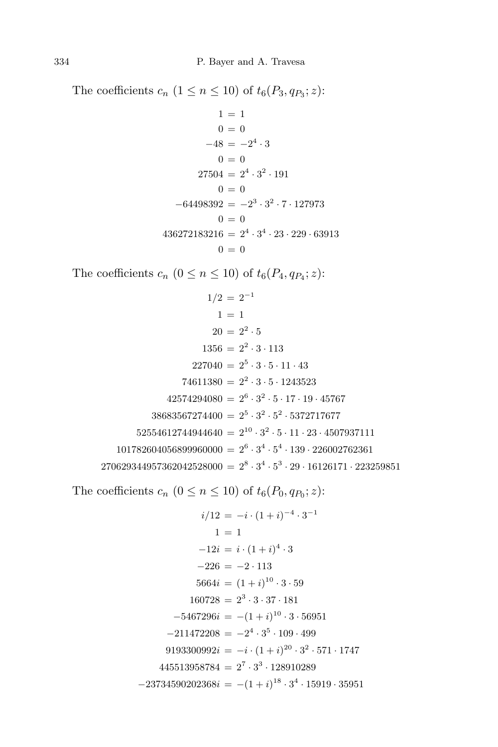The coefficients $c_n$ $(1 \leq n \leq 10)$ of $t_6(P_3, q_{P_3}; z)$:

$$
\begin{aligned}
1 &= 1 \\
0 &= 0 \\
-48 &= -2^4 \cdot 3 \\
0 &= 0 \\
27504 &= 2^4 \cdot 3^2 \cdot 191 \\
0 &= 0 \\
-64498392 &= -2^3 \cdot 3^2 \cdot 7 \cdot 127973 \\
0 &= 0 \\
436272183216 &= 2^4 \cdot 3^4 \cdot 23 \cdot 229 \cdot 63913 \\
0 &= 0
\end{aligned}
$$

The coefficients $c_n$ $(0 \leq n \leq 10)$ of $t_6(P_4, q_{P_4}; z)$:

$$
\begin{aligned}
1/2 &= 2^{-1} \\
1 &= 1 \\
20 &= 2^2 \cdot 5 \\
1356 &= 2^2 \cdot 3 \cdot 113 \\
227040 &= 2^5 \cdot 3 \cdot 5 \cdot 11 \cdot 43 \\
74611380 &= 2^2 \cdot 3 \cdot 5 \cdot 1243523 \\
42574294080 &= 2^6 \cdot 3^2 \cdot 5 \cdot 17 \cdot 19 \cdot 45767 \\
38683567274400 &= 2^5 \cdot 3^2 \cdot 5^2 \cdot 5372717677 \\
52554612744944640 &= 2^{10} \cdot 3^2 \cdot 5 \cdot 11 \cdot 23 \cdot 4507937111 \\
101782604056899960000 &= 2^6 \cdot 3^4 \cdot 5^4 \cdot 139 \cdot 226002762361 \\
270629344957362042528000 &= 2^8 \cdot 3^4 \cdot 5^3 \cdot 29 \cdot 16126171 \cdot 223259851
\end{aligned}
$$

The coefficients $c_n$ $(0 \leq n \leq 10)$ of $t_6(P_0, q_{P_0}; z)$:

$$
\begin{aligned}
i/12 &= -i \cdot (1+i)^{-4} \cdot 3^{-1} \\
1 &= 1 \\
-12i &= i \cdot (1+i)^4 \cdot 3 \\
-226 &= -2 \cdot 113 \\
5664i &= (1+i)^{10} \cdot 3 \cdot 59 \\
160728 &= 2^3 \cdot 3 \cdot 37 \cdot 181 \\
-5467296i &= -(1+i)^{10} \cdot 3 \cdot 56951 \\
-211472208 &= -2^4 \cdot 3^5 \cdot 109 \cdot 499 \\
9193300992i &= -i \cdot (1+i)^{20} \cdot 3^2 \cdot 571 \cdot 1747 \\
445513958784 &= 2^7 \cdot 3^3 \cdot 128910289 \\
-23734590202368i &= -(1+i)^{18} \cdot 3^4 \cdot 15919 \cdot 35951
\end{aligned}
$$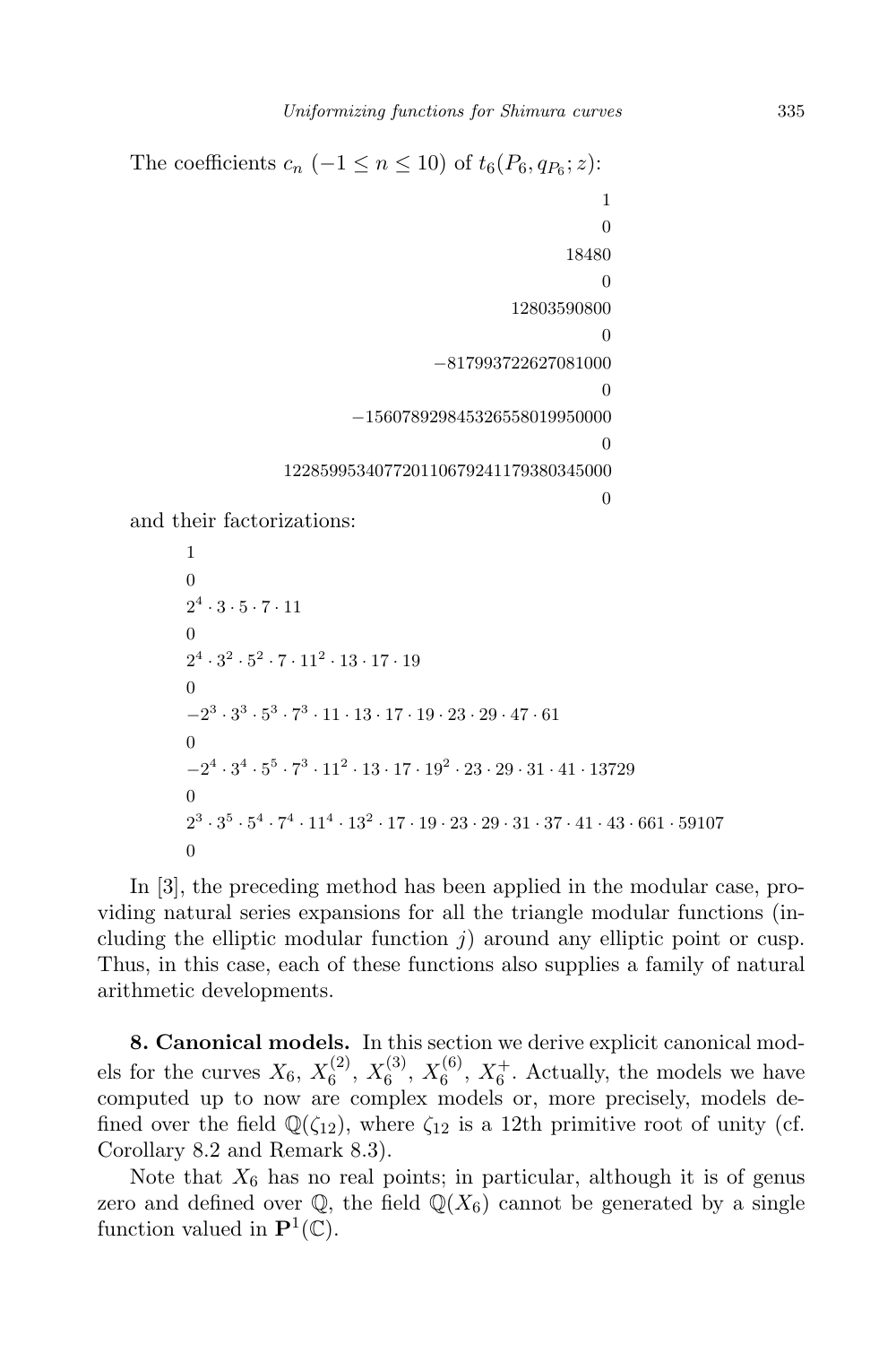The coefficients $c_n$ $(-1 \le n \le 10)$ of $t_6(P_6, q_{P_6}; z)$:

$$
\begin{array}{r}
1 \\
0 \\
18480 \\
0 \\
12803590800 \\
0 \\
-817993722627081000 \\
0 \\
-1560789298453265580199500000 \\
0 \\
1228599534077201106792411793803450000 \\
0
\end{array}
$$

and their factorizations:

$$
\begin{array}{l}
1 \\
0 \\
2^4 \cdot 3 \cdot 5 \cdot 7 \cdot 11 \\
0 \\
2^4 \cdot 3^2 \cdot 5^2 \cdot 7 \cdot 11^2 \cdot 13 \cdot 17 \cdot 19 \\
0 \\
-2^3 \cdot 3^3 \cdot 5^3 \cdot 7^3 \cdot 11 \cdot 13 \cdot 17 \cdot 19 \cdot 23 \cdot 29 \cdot 47 \cdot 61 \\
0 \\
-2^4 \cdot 3^4 \cdot 5^5 \cdot 7^3 \cdot 11^2 \cdot 13 \cdot 17 \cdot 19^2 \cdot 23 \cdot 29 \cdot 31 \cdot 41 \cdot 13729 \\
0 \\
2^3 \cdot 3^5 \cdot 5^4 \cdot 7^4 \cdot 11^4 \cdot 13^2 \cdot 17 \cdot 19 \cdot 23 \cdot 29 \cdot 31 \cdot 37 \cdot 41 \cdot 43 \cdot 661 \cdot 59107 \\
0
\end{array}
$$

In [3], the preceding method has been applied in the modular case, providing natural series expansions for all the triangle modular functions (including the elliptic modular function $j$) around any elliptic point or cusp. Thus, in this case, each of these functions also supplies a family of natural arithmetic developments.

**8. Canonical models.** In this section we derive explicit canonical models for the curves $X_6$, $X_6^{(2)}$, $X_6^{(3)}$, $X_6^{(6)}$, $X_6^+$. Actually, the models we have computed up to now are complex models or, more precisely, models defined over the field $\mathbb{Q}(\zeta_{12})$, where $\zeta_{12}$ is a 12th primitive root of unity (cf. Corollary 8.2 and Remark 8.3).

Note that $X_6$ has no real points; in particular, although it is of genus zero and defined over $\mathbb{Q}$, the field $\mathbb{Q}(X_6)$ cannot be generated by a single function valued in $\mathbf{P}^1(\mathbb{C})$.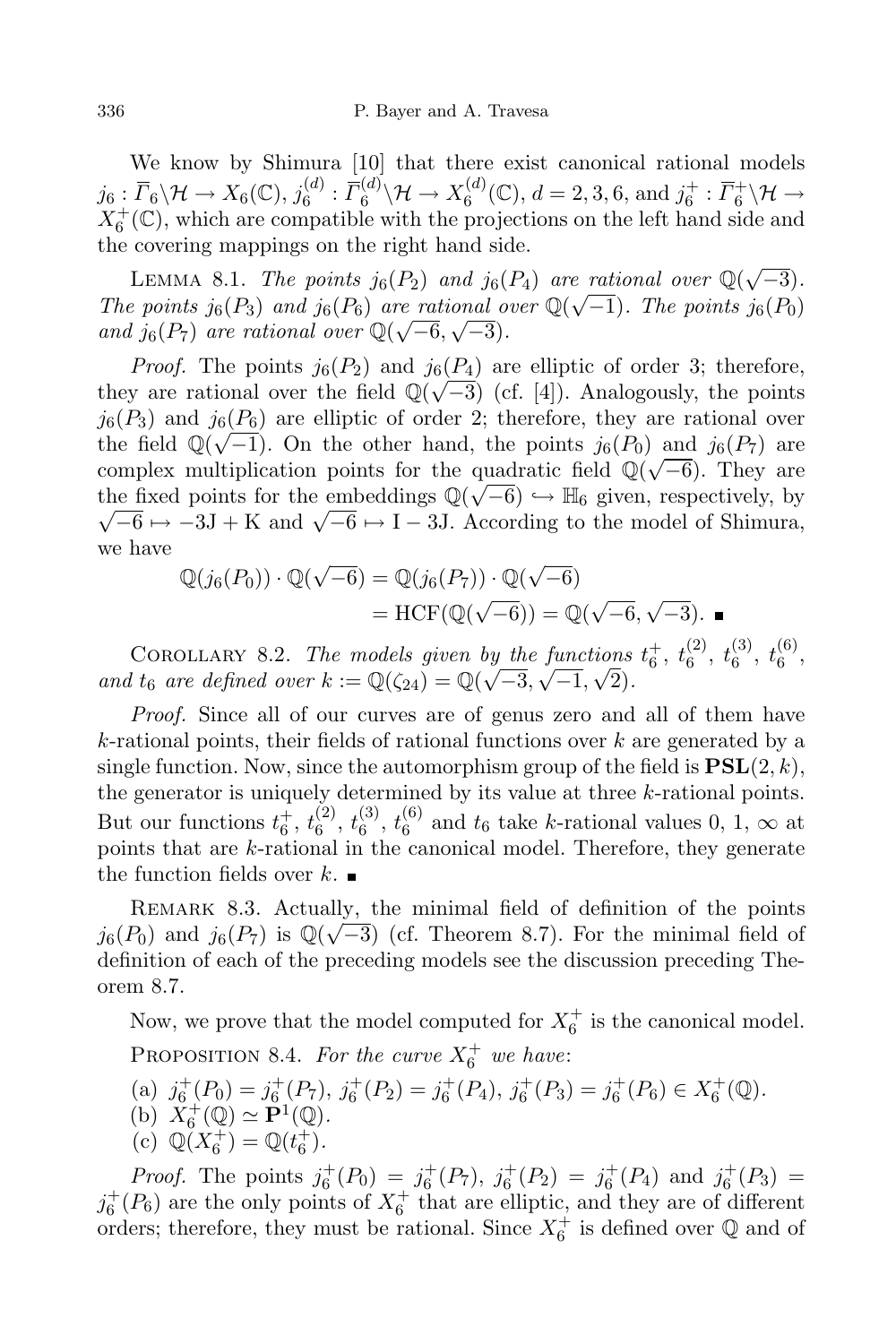We know by Shimura [10] that there exist canonical rational models $j_6 : \overline{\Gamma}_6\backslash\mathcal{H} \to X_6(\mathbb{C})$, $j_6^{(d)} : \overline{\Gamma}_6^{(d)}\backslash\mathcal{H} \to X_6^{(d)}(\mathbb{C})$, $d = 2, 3, 6$, and $j_6^+ : \overline{\Gamma}_6^+\backslash\mathcal{H} \to X_6^+(\mathbb{C})$, which are compatible with the projections on the left hand side and the covering mappings on the right hand side.

Lemma 8.1. *The points $j_6(P_2)$ and $j_6(P_4)$ are rational over $\mathbb{Q}(\sqrt{-3})$. The points $j_6(P_3)$ and $j_6(P_6)$ are rational over $\mathbb{Q}(\sqrt{-1})$. The points $j_6(P_0)$ and $j_6(P_7)$ are rational over $\mathbb{Q}(\sqrt{-6}, \sqrt{-3})$.*

*Proof.* The points $j_6(P_2)$ and $j_6(P_4)$ are elliptic of order 3; therefore, they are rational over the field $\mathbb{Q}(\sqrt{-3})$ (cf. [4]). Analogously, the points $j_6(P_3)$ and $j_6(P_6)$ are elliptic of order 2; therefore, they are rational over the field $\mathbb{Q}(\sqrt{-1})$. On the other hand, the points $j_6(P_0)$ and $j_6(P_7)$ are complex multiplication points for the quadratic field $\mathbb{Q}(\sqrt{-6})$. They are the fixed points for the embeddings $\mathbb{Q}(\sqrt{-6}) \hookrightarrow \mathbb{H}_6$ given, respectively, by $\sqrt{-6} \mapsto -3\mathrm{J} + \mathrm{K}$ and $\sqrt{-6} \mapsto \mathrm{I} - 3\mathrm{J}$. According to the model of Shimura, we have

$$\begin{aligned}\mathbb{Q}(j_6(P_0)) \cdot \mathbb{Q}(\sqrt{-6}) &= \mathbb{Q}(j_6(P_7)) \cdot \mathbb{Q}(\sqrt{-6}) \\ &= \mathrm{HCF}(\mathbb{Q}(\sqrt{-6})) = \mathbb{Q}(\sqrt{-6}, \sqrt{-3}). \ \blacksquare\end{aligned}$$

Corollary 8.2. *The models given by the functions $t_6^+$, $t_6^{(2)}$, $t_6^{(3)}$, $t_6^{(6)}$, and $t_6$ are defined over $k := \mathbb{Q}(\zeta_{24}) = \mathbb{Q}(\sqrt{-3}, \sqrt{-1}, \sqrt{2})$.*

*Proof.* Since all of our curves are of genus zero and all of them have $k$-rational points, their fields of rational functions over $k$ are generated by a single function. Now, since the automorphism group of the field is $\mathbf{PSL}(2, k)$, the generator is uniquely determined by its value at three $k$-rational points. But our functions $t_6^+$, $t_6^{(2)}$, $t_6^{(3)}$, $t_6^{(6)}$ and $t_6$ take $k$-rational values 0, 1, $\infty$ at points that are $k$-rational in the canonical model. Therefore, they generate the function fields over $k$. ■

Remark 8.3. Actually, the minimal field of definition of the points $j_6(P_0)$ and $j_6(P_7)$ is $\mathbb{Q}(\sqrt{-3})$ (cf. Theorem 8.7). For the minimal field of definition of each of the preceding models see the discussion preceding Theorem 8.7.

Now, we prove that the model computed for $X_6^+$ is the canonical model.

Proposition 8.4. *For the curve $X_6^+$ we have:*

(a) $j_6^+(P_0) = j_6^+(P_7)$, $j_6^+(P_2) = j_6^+(P_4)$, $j_6^+(P_3) = j_6^+(P_6) \in X_6^+(\mathbb{Q})$.
(b) $X_6^+(\mathbb{Q}) \simeq \mathbf{P}^1(\mathbb{Q})$.
(c) $\mathbb{Q}(X_6^+) = \mathbb{Q}(t_6^+)$.

*Proof.* The points $j_6^+(P_0) = j_6^+(P_7)$, $j_6^+(P_2) = j_6^+(P_4)$ and $j_6^+(P_3) = j_6^+(P_6)$ are the only points of $X_6^+$ that are elliptic, and they are of different orders; therefore, they must be rational. Since $X_6^+$ is defined over $\mathbb{Q}$ and of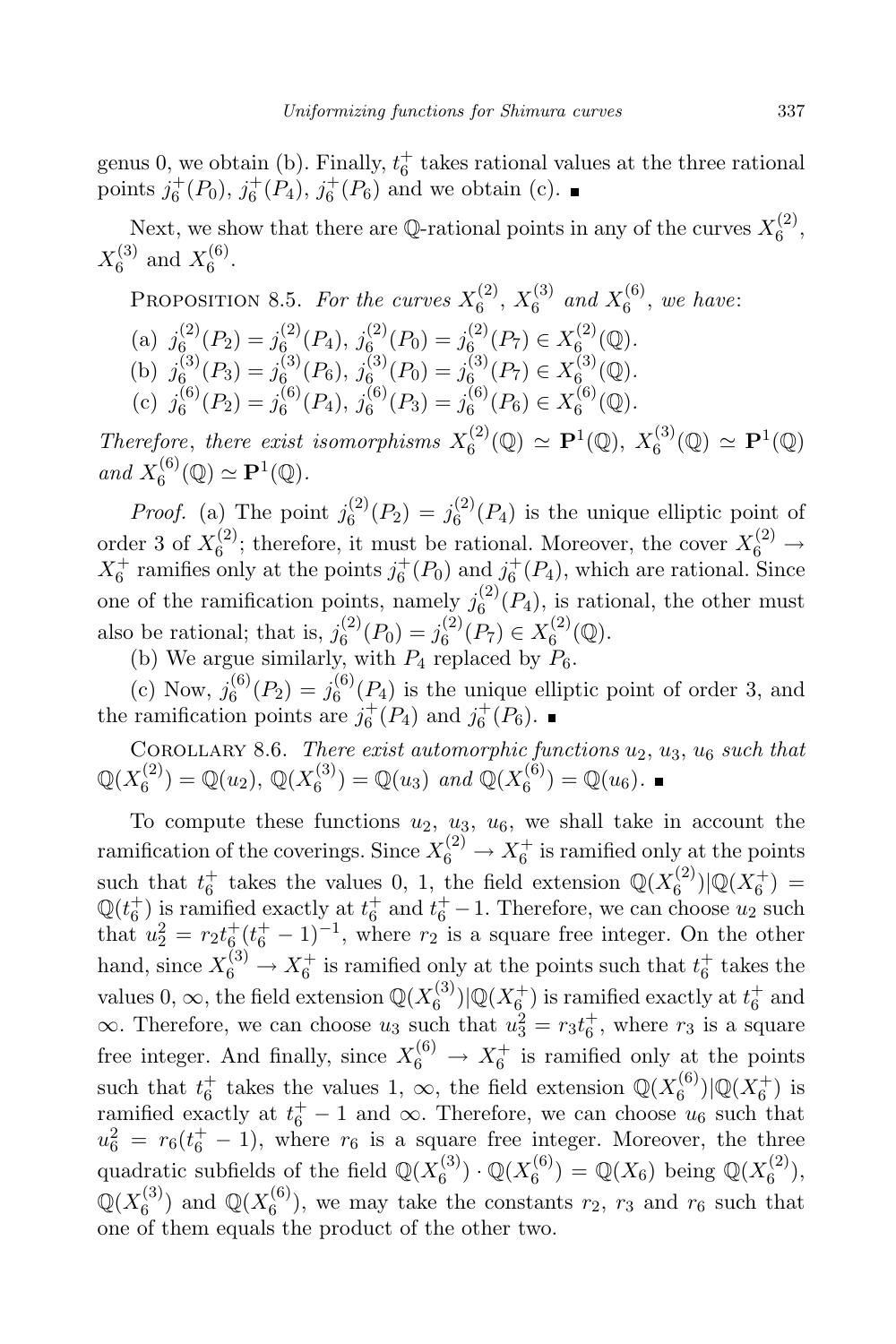genus 0, we obtain (b). Finally, $t_6^+$ takes rational values at the three rational points $j_6^+(P_0)$, $j_6^+(P_4)$, $j_6^+(P_6)$ and we obtain (c). ■

Next, we show that there are $\mathbb{Q}$-rational points in any of the curves $X_6^{(2)}$, $X_6^{(3)}$ and $X_6^{(6)}$.

Proposition 8.5. *For the curves* $X_6^{(2)}$, $X_6^{(3)}$ *and* $X_6^{(6)}$, *we have*:

(a) $j_6^{(2)}(P_2) = j_6^{(2)}(P_4)$, $j_6^{(2)}(P_0) = j_6^{(2)}(P_7) \in X_6^{(2)}(\mathbb{Q})$.

(b) $j_6^{(3)}(P_3) = j_6^{(3)}(P_6)$, $j_6^{(3)}(P_0) = j_6^{(3)}(P_7) \in X_6^{(3)}(\mathbb{Q})$.

(c) $j_6^{(6)}(P_2) = j_6^{(6)}(P_4)$, $j_6^{(6)}(P_3) = j_6^{(6)}(P_6) \in X_6^{(6)}(\mathbb{Q})$.

*Therefore, there exist isomorphisms* $X_6^{(2)}(\mathbb{Q}) \simeq \mathbf{P}^1(\mathbb{Q})$, $X_6^{(3)}(\mathbb{Q}) \simeq \mathbf{P}^1(\mathbb{Q})$ *and* $X_6^{(6)}(\mathbb{Q}) \simeq \mathbf{P}^1(\mathbb{Q})$.

*Proof.* (a) The point $j_6^{(2)}(P_2) = j_6^{(2)}(P_4)$ is the unique elliptic point of order 3 of $X_6^{(2)}$; therefore, it must be rational. Moreover, the cover $X_6^{(2)} \to X_6^+$ ramifies only at the points $j_6^+(P_0)$ and $j_6^+(P_4)$, which are rational. Since one of the ramification points, namely $j_6^{(2)}(P_4)$, is rational, the other must also be rational; that is, $j_6^{(2)}(P_0) = j_6^{(2)}(P_7) \in X_6^{(2)}(\mathbb{Q})$.

(b) We argue similarly, with $P_4$ replaced by $P_6$.

(c) Now, $j_6^{(6)}(P_2) = j_6^{(6)}(P_4)$ is the unique elliptic point of order 3, and the ramification points are $j_6^+(P_4)$ and $j_6^+(P_6)$. ■

Corollary 8.6. *There exist automorphic functions* $u_2$, $u_3$, $u_6$ *such that* $\mathbb{Q}(X_6^{(2)}) = \mathbb{Q}(u_2)$, $\mathbb{Q}(X_6^{(3)}) = \mathbb{Q}(u_3)$ *and* $\mathbb{Q}(X_6^{(6)}) = \mathbb{Q}(u_6)$. ■

To compute these functions $u_2$, $u_3$, $u_6$, we shall take in account the ramification of the coverings. Since $X_6^{(2)} \to X_6^+$ is ramified only at the points such that $t_6^+$ takes the values 0, 1, the field extension $\mathbb{Q}(X_6^{(2)})|\mathbb{Q}(X_6^+) = \mathbb{Q}(t_6^+)$ is ramified exactly at $t_6^+$ and $t_6^+ - 1$. Therefore, we can choose $u_2$ such that $u_2^2 = r_2 t_6^+(t_6^+ - 1)^{-1}$, where $r_2$ is a square free integer. On the other hand, since $X_6^{(3)} \to X_6^+$ is ramified only at the points such that $t_6^+$ takes the values $0, \infty$, the field extension $\mathbb{Q}(X_6^{(3)})|\mathbb{Q}(X_6^+)$ is ramified exactly at $t_6^+$ and $\infty$. Therefore, we can choose $u_3$ such that $u_3^2 = r_3 t_6^+$, where $r_3$ is a square free integer. And finally, since $X_6^{(6)} \to X_6^+$ is ramified only at the points such that $t_6^+$ takes the values $1, \infty$, the field extension $\mathbb{Q}(X_6^{(6)})|\mathbb{Q}(X_6^+)$ is ramified exactly at $t_6^+ - 1$ and $\infty$. Therefore, we can choose $u_6$ such that $u_6^2 = r_6(t_6^+ - 1)$, where $r_6$ is a square free integer. Moreover, the three quadratic subfields of the field $\mathbb{Q}(X_6^{(3)}) \cdot \mathbb{Q}(X_6^{(6)}) = \mathbb{Q}(X_6)$ being $\mathbb{Q}(X_6^{(2)})$, $\mathbb{Q}(X_6^{(3)})$ and $\mathbb{Q}(X_6^{(6)})$, we may take the constants $r_2$, $r_3$ and $r_6$ such that one of them equals the product of the other two.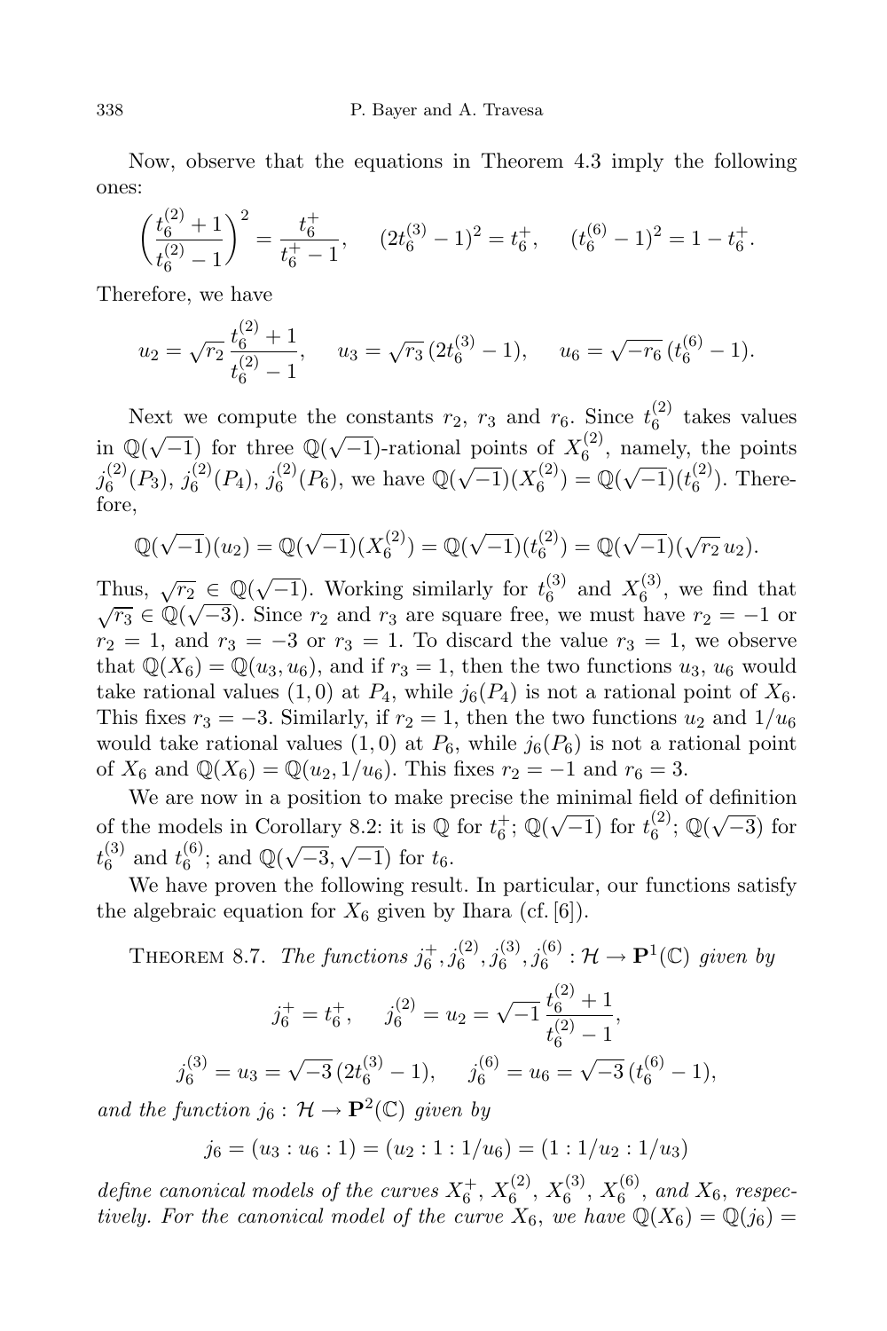Now, observe that the equations in Theorem 4.3 imply the following ones:

$$\left(\frac{t_6^{(2)}+1}{t_6^{(2)}-1}\right)^2 = \frac{t_6^+}{t_6^+-1}, \qquad (2t_6^{(3)}-1)^2 = t_6^+, \qquad (t_6^{(6)}-1)^2 = 1-t_6^+.$$

Therefore, we have

$$u_2 = \sqrt{r_2}\,\frac{t_6^{(2)}+1}{t_6^{(2)}-1}, \qquad u_3 = \sqrt{r_3}\,(2t_6^{(3)}-1), \qquad u_6 = \sqrt{-r_6}\,(t_6^{(6)}-1).$$

Next we compute the constants $r_2$, $r_3$ and $r_6$. Since $t_6^{(2)}$ takes values in $\mathbb{Q}(\sqrt{-1})$ for three $\mathbb{Q}(\sqrt{-1})$-rational points of $X_6^{(2)}$, namely, the points $j_6^{(2)}(P_3)$, $j_6^{(2)}(P_4)$, $j_6^{(2)}(P_6)$, we have $\mathbb{Q}(\sqrt{-1})(X_6^{(2)}) = \mathbb{Q}(\sqrt{-1})(t_6^{(2)})$. Therefore,

$$\mathbb{Q}(\sqrt{-1})(u_2) = \mathbb{Q}(\sqrt{-1})(X_6^{(2)}) = \mathbb{Q}(\sqrt{-1})(t_6^{(2)}) = \mathbb{Q}(\sqrt{-1})(\sqrt{r_2}\,u_2).$$

Thus, $\sqrt{r_2} \in \mathbb{Q}(\sqrt{-1})$. Working similarly for $t_6^{(3)}$ and $X_6^{(3)}$, we find that $\sqrt{r_3} \in \mathbb{Q}(\sqrt{-3})$. Since $r_2$ and $r_3$ are square free, we must have $r_2 = -1$ or $r_2 = 1$, and $r_3 = -3$ or $r_3 = 1$. To discard the value $r_3 = 1$, we observe that $\mathbb{Q}(X_6) = \mathbb{Q}(u_3, u_6)$, and if $r_3 = 1$, then the two functions $u_3$, $u_6$ would take rational values $(1, 0)$ at $P_4$, while $j_6(P_4)$ is not a rational point of $X_6$. This fixes $r_3 = -3$. Similarly, if $r_2 = 1$, then the two functions $u_2$ and $1/u_6$ would take rational values $(1, 0)$ at $P_6$, while $j_6(P_6)$ is not a rational point of $X_6$ and $\mathbb{Q}(X_6) = \mathbb{Q}(u_2, 1/u_6)$. This fixes $r_2 = -1$ and $r_6 = 3$.

We are now in a position to make precise the minimal field of definition of the models in Corollary 8.2: it is $\mathbb{Q}$ for $t_6^+$; $\mathbb{Q}(\sqrt{-1})$ for $t_6^{(2)}$; $\mathbb{Q}(\sqrt{-3})$ for $t_6^{(3)}$ and $t_6^{(6)}$; and $\mathbb{Q}(\sqrt{-3}, \sqrt{-1})$ for $t_6$.

We have proven the following result. In particular, our functions satisfy the algebraic equation for $X_6$ given by Ihara (cf. [6]).

Theorem 8.7. *The functions $j_6^+, j_6^{(2)}, j_6^{(3)}, j_6^{(6)} : \mathcal{H} \to \mathbf{P}^1(\mathbb{C})$ given by*

$$j_6^+ = t_6^+, \qquad j_6^{(2)} = u_2 = \sqrt{-1}\,\frac{t_6^{(2)}+1}{t_6^{(2)}-1},$$

$$j_6^{(3)} = u_3 = \sqrt{-3}\,(2t_6^{(3)}-1), \qquad j_6^{(6)} = u_6 = \sqrt{-3}\,(t_6^{(6)}-1),$$

*and the function $j_6 : \mathcal{H} \to \mathbf{P}^2(\mathbb{C})$ given by*

$$j_6 = (u_3 : u_6 : 1) = (u_2 : 1 : 1/u_6) = (1 : 1/u_2 : 1/u_3)$$

*define canonical models of the curves $X_6^+$, $X_6^{(2)}$, $X_6^{(3)}$, $X_6^{(6)}$, and $X_6$, respectively. For the canonical model of the curve $X_6$, we have $\mathbb{Q}(X_6) = \mathbb{Q}(j_6) =$*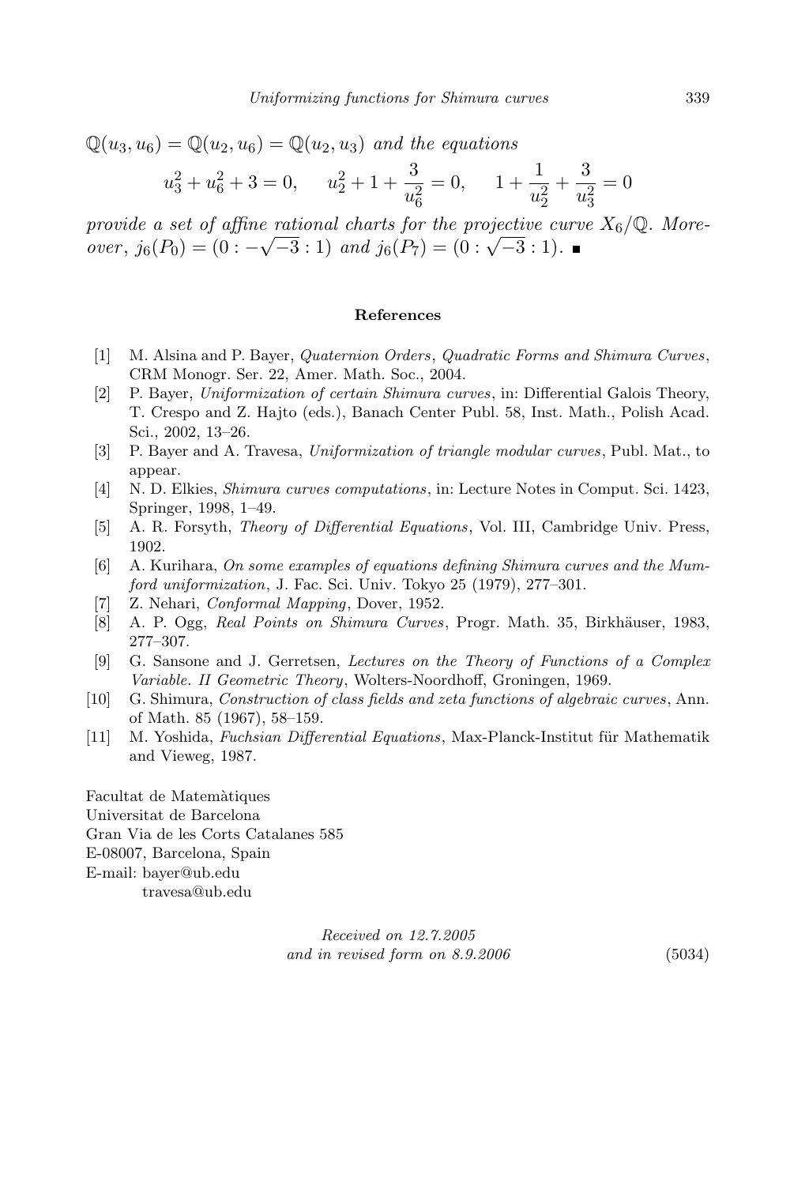$\mathbb{Q}(u_3, u_6) = \mathbb{Q}(u_2, u_6) = \mathbb{Q}(u_2, u_3)$ *and the equations*

$$u_3^2 + u_6^2 + 3 = 0, \qquad u_2^2 + 1 + \frac{3}{u_6^2} = 0, \qquad 1 + \frac{1}{u_2^2} + \frac{3}{u_3^2} = 0$$

*provide a set of affine rational charts for the projective curve* $X_6/\mathbb{Q}$. *Moreover*, $j_6(P_0) = (0 : -\sqrt{-3} : 1)$ *and* $j_6(P_7) = (0 : \sqrt{-3} : 1)$. ∎

## References

[1] M. Alsina and P. Bayer, *Quaternion Orders, Quadratic Forms and Shimura Curves*, CRM Monogr. Ser. 22, Amer. Math. Soc., 2004.

[2] P. Bayer, *Uniformization of certain Shimura curves*, in: Differential Galois Theory, T. Crespo and Z. Hajto (eds.), Banach Center Publ. 58, Inst. Math., Polish Acad. Sci., 2002, 13–26.

[3] P. Bayer and A. Travesa, *Uniformization of triangle modular curves*, Publ. Mat., to appear.

[4] N. D. Elkies, *Shimura curves computations*, in: Lecture Notes in Comput. Sci. 1423, Springer, 1998, 1–49.

[5] A. R. Forsyth, *Theory of Differential Equations*, Vol. III, Cambridge Univ. Press, 1902.

[6] A. Kurihara, *On some examples of equations defining Shimura curves and the Mumford uniformization*, J. Fac. Sci. Univ. Tokyo 25 (1979), 277–301.

[7] Z. Nehari, *Conformal Mapping*, Dover, 1952.

[8] A. P. Ogg, *Real Points on Shimura Curves*, Progr. Math. 35, Birkhäuser, 1983, 277–307.

[9] G. Sansone and J. Gerretsen, *Lectures on the Theory of Functions of a Complex Variable. II Geometric Theory*, Wolters-Noordhoff, Groningen, 1969.

[10] G. Shimura, *Construction of class fields and zeta functions of algebraic curves*, Ann. of Math. 85 (1967), 58–159.

[11] M. Yoshida, *Fuchsian Differential Equations*, Max-Planck-Institut für Mathematik and Vieweg, 1987.

Facultat de Matemàtiques
Universitat de Barcelona
Gran Via de les Corts Catalanes 585
E-08007, Barcelona, Spain
E-mail: bayer@ub.edu
travesa@ub.edu

*Received on 12.7.2005*
*and in revised form on 8.9.2006* (5034)